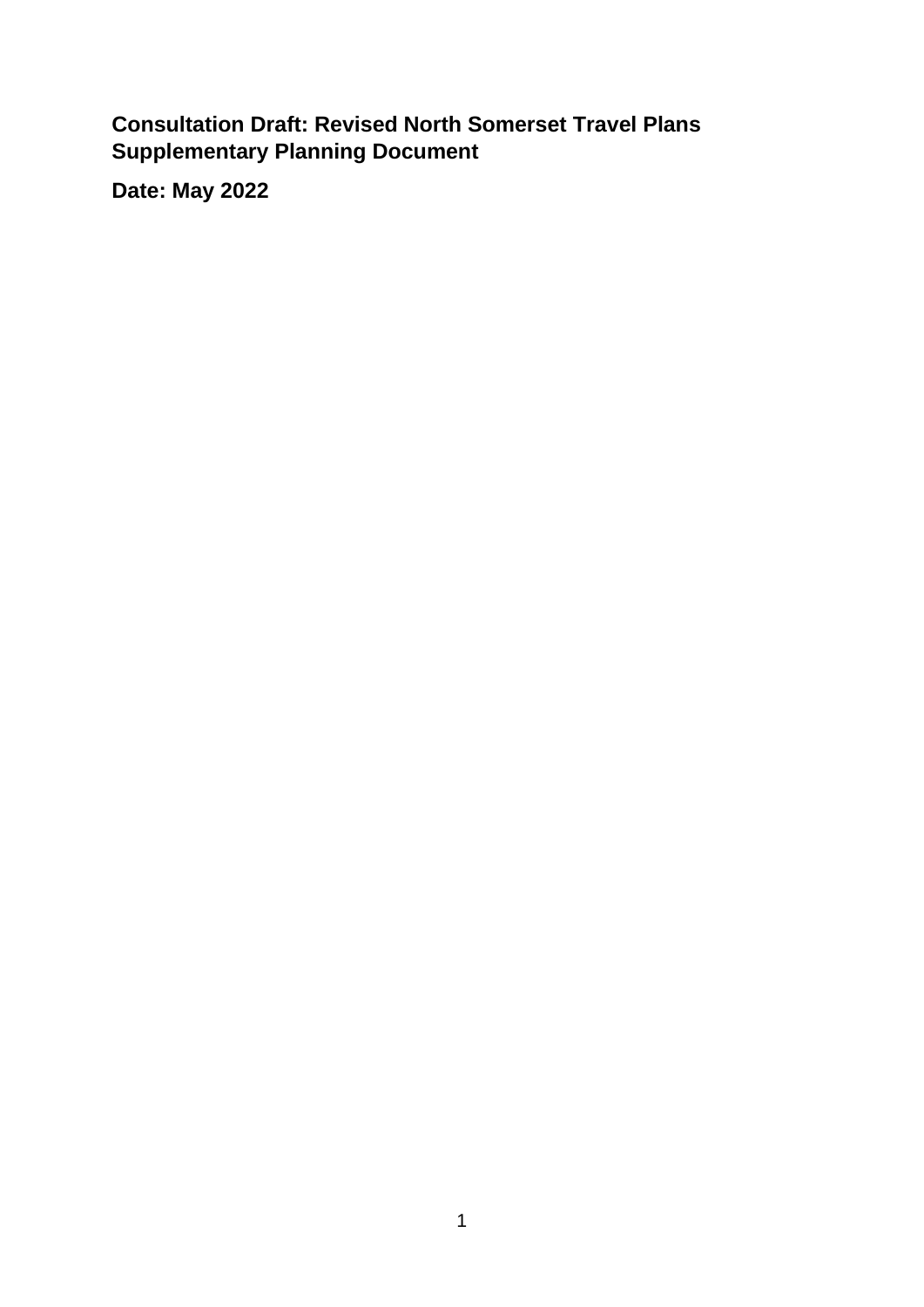# Consultation Draft: Revised North Somerset Travel Plans Supplementary Planning Document

**Date: May 2022**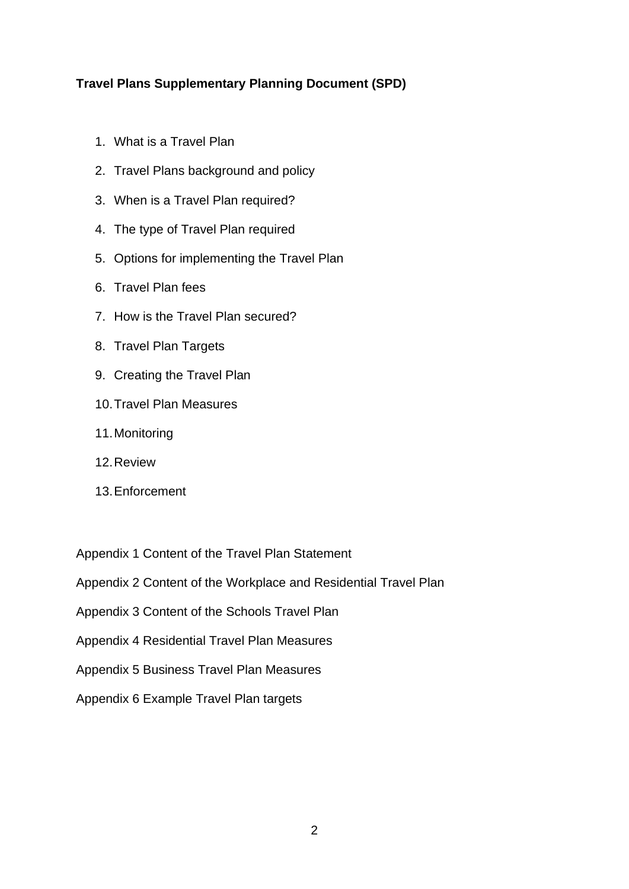**Travel Plans Supplementary Planning Document (SPD)**

1. What is a Travel Plan
2. Travel Plans background and policy
3. When is a Travel Plan required?
4. The type of Travel Plan required
5. Options for implementing the Travel Plan
6. Travel Plan fees
7. How is the Travel Plan secured?
8. Travel Plan Targets
9. Creating the Travel Plan
10. Travel Plan Measures
11. Monitoring
12. Review
13. Enforcement

Appendix 1 Content of the Travel Plan Statement

Appendix 2 Content of the Workplace and Residential Travel Plan

Appendix 3 Content of the Schools Travel Plan

Appendix 4 Residential Travel Plan Measures

Appendix 5 Business Travel Plan Measures

Appendix 6 Example Travel Plan targets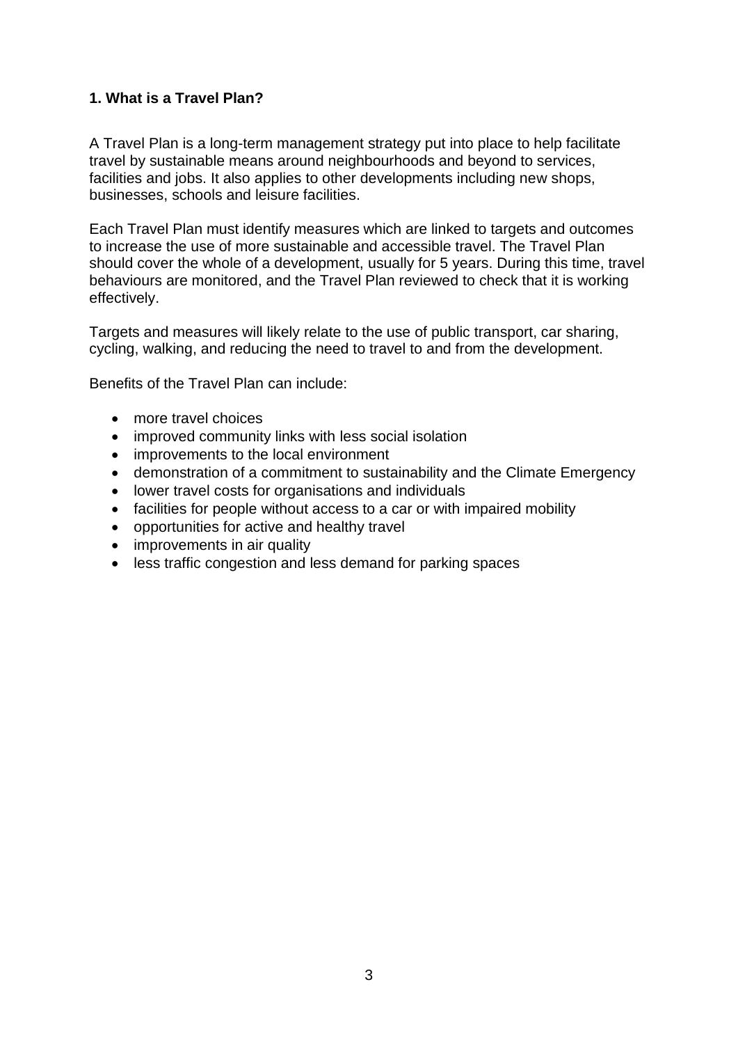## 1. What is a Travel Plan?

A Travel Plan is a long-term management strategy put into place to help facilitate travel by sustainable means around neighbourhoods and beyond to services, facilities and jobs. It also applies to other developments including new shops, businesses, schools and leisure facilities.

Each Travel Plan must identify measures which are linked to targets and outcomes to increase the use of more sustainable and accessible travel. The Travel Plan should cover the whole of a development, usually for 5 years. During this time, travel behaviours are monitored, and the Travel Plan reviewed to check that it is working effectively.

Targets and measures will likely relate to the use of public transport, car sharing, cycling, walking, and reducing the need to travel to and from the development.

Benefits of the Travel Plan can include:

- more travel choices
- improved community links with less social isolation
- improvements to the local environment
- demonstration of a commitment to sustainability and the Climate Emergency
- lower travel costs for organisations and individuals
- facilities for people without access to a car or with impaired mobility
- opportunities for active and healthy travel
- improvements in air quality
- less traffic congestion and less demand for parking spaces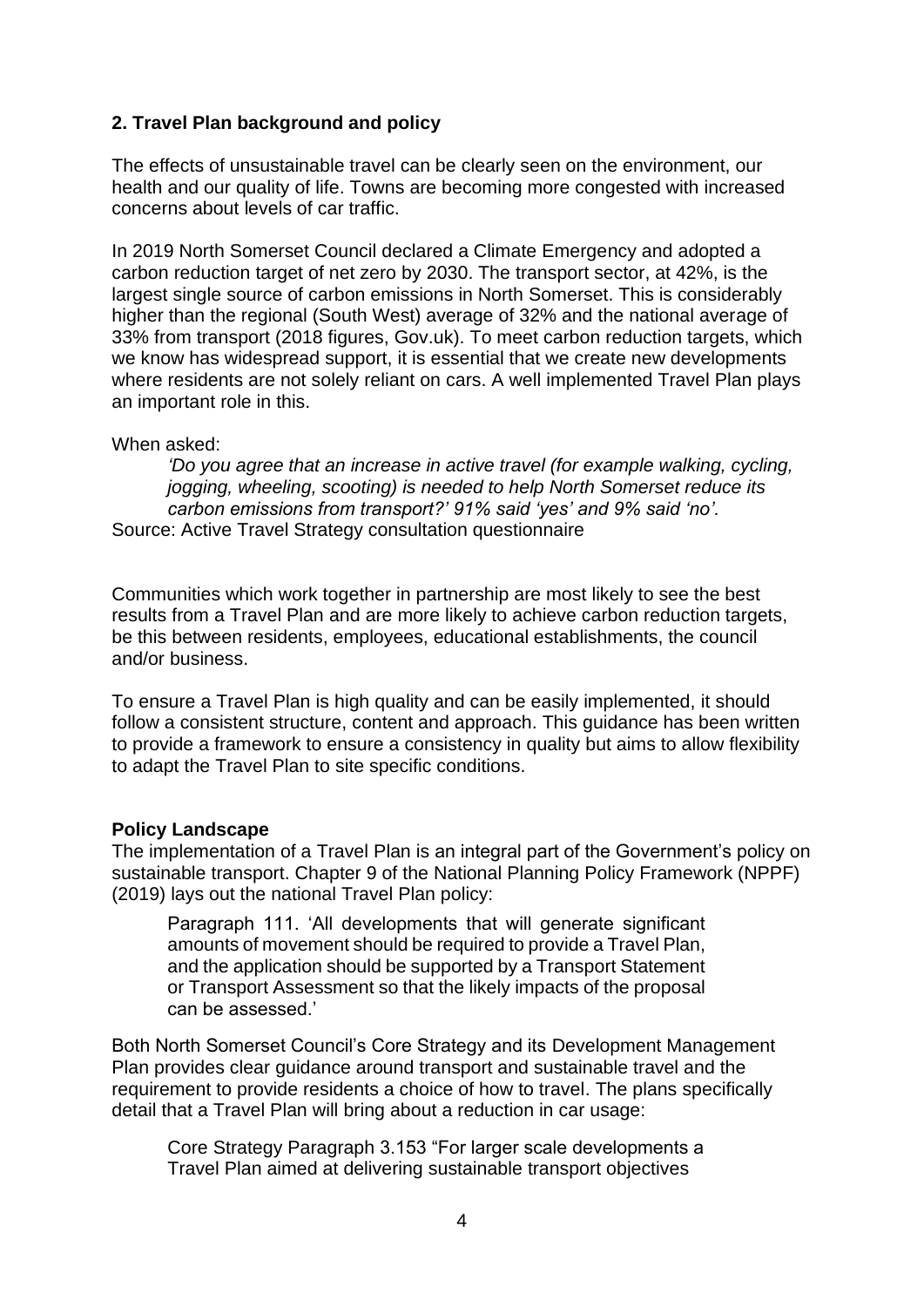## 2. Travel Plan background and policy

The effects of unsustainable travel can be clearly seen on the environment, our health and our quality of life. Towns are becoming more congested with increased concerns about levels of car traffic.

In 2019 North Somerset Council declared a Climate Emergency and adopted a carbon reduction target of net zero by 2030. The transport sector, at 42%, is the largest single source of carbon emissions in North Somerset. This is considerably higher than the regional (South West) average of 32% and the national average of 33% from transport (2018 figures, Gov.uk). To meet carbon reduction targets, which we know has widespread support, it is essential that we create new developments where residents are not solely reliant on cars. A well implemented Travel Plan plays an important role in this.

When asked:

> *'Do you agree that an increase in active travel (for example walking, cycling, jogging, wheeling, scooting) is needed to help North Somerset reduce its carbon emissions from transport?' 91% said 'yes' and 9% said 'no'.*

Source: Active Travel Strategy consultation questionnaire

Communities which work together in partnership are most likely to see the best results from a Travel Plan and are more likely to achieve carbon reduction targets, be this between residents, employees, educational establishments, the council and/or business.

To ensure a Travel Plan is high quality and can be easily implemented, it should follow a consistent structure, content and approach. This guidance has been written to provide a framework to ensure a consistency in quality but aims to allow flexibility to adapt the Travel Plan to site specific conditions.

### Policy Landscape

The implementation of a Travel Plan is an integral part of the Government's policy on sustainable transport. Chapter 9 of the National Planning Policy Framework (NPPF) (2019) lays out the national Travel Plan policy:

> Paragraph 111. 'All developments that will generate significant amounts of movement should be required to provide a Travel Plan, and the application should be supported by a Transport Statement or Transport Assessment so that the likely impacts of the proposal can be assessed.'

Both North Somerset Council's Core Strategy and its Development Management Plan provides clear guidance around transport and sustainable travel and the requirement to provide residents a choice of how to travel. The plans specifically detail that a Travel Plan will bring about a reduction in car usage:

> Core Strategy Paragraph 3.153 "For larger scale developments a Travel Plan aimed at delivering sustainable transport objectives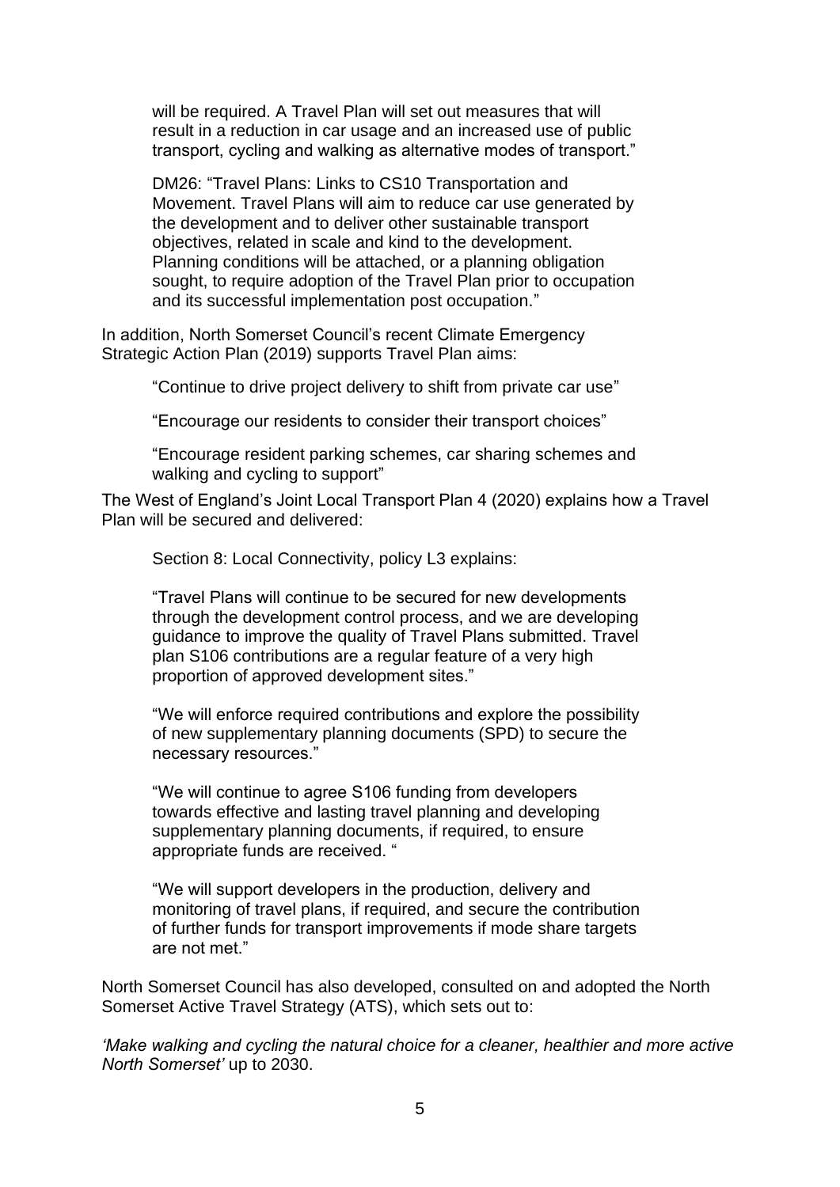will be required. A Travel Plan will set out measures that will result in a reduction in car usage and an increased use of public transport, cycling and walking as alternative modes of transport."

DM26: "Travel Plans: Links to CS10 Transportation and Movement. Travel Plans will aim to reduce car use generated by the development and to deliver other sustainable transport objectives, related in scale and kind to the development. Planning conditions will be attached, or a planning obligation sought, to require adoption of the Travel Plan prior to occupation and its successful implementation post occupation."

In addition, North Somerset Council's recent Climate Emergency Strategic Action Plan (2019) supports Travel Plan aims:

"Continue to drive project delivery to shift from private car use"

"Encourage our residents to consider their transport choices"

"Encourage resident parking schemes, car sharing schemes and walking and cycling to support"

The West of England's Joint Local Transport Plan 4 (2020) explains how a Travel Plan will be secured and delivered:

Section 8: Local Connectivity, policy L3 explains:

"Travel Plans will continue to be secured for new developments through the development control process, and we are developing guidance to improve the quality of Travel Plans submitted. Travel plan S106 contributions are a regular feature of a very high proportion of approved development sites."

"We will enforce required contributions and explore the possibility of new supplementary planning documents (SPD) to secure the necessary resources."

"We will continue to agree S106 funding from developers towards effective and lasting travel planning and developing supplementary planning documents, if required, to ensure appropriate funds are received. "

"We will support developers in the production, delivery and monitoring of travel plans, if required, and secure the contribution of further funds for transport improvements if mode share targets are not met."

North Somerset Council has also developed, consulted on and adopted the North Somerset Active Travel Strategy (ATS), which sets out to:

*'Make walking and cycling the natural choice for a cleaner, healthier and more active North Somerset'* up to 2030.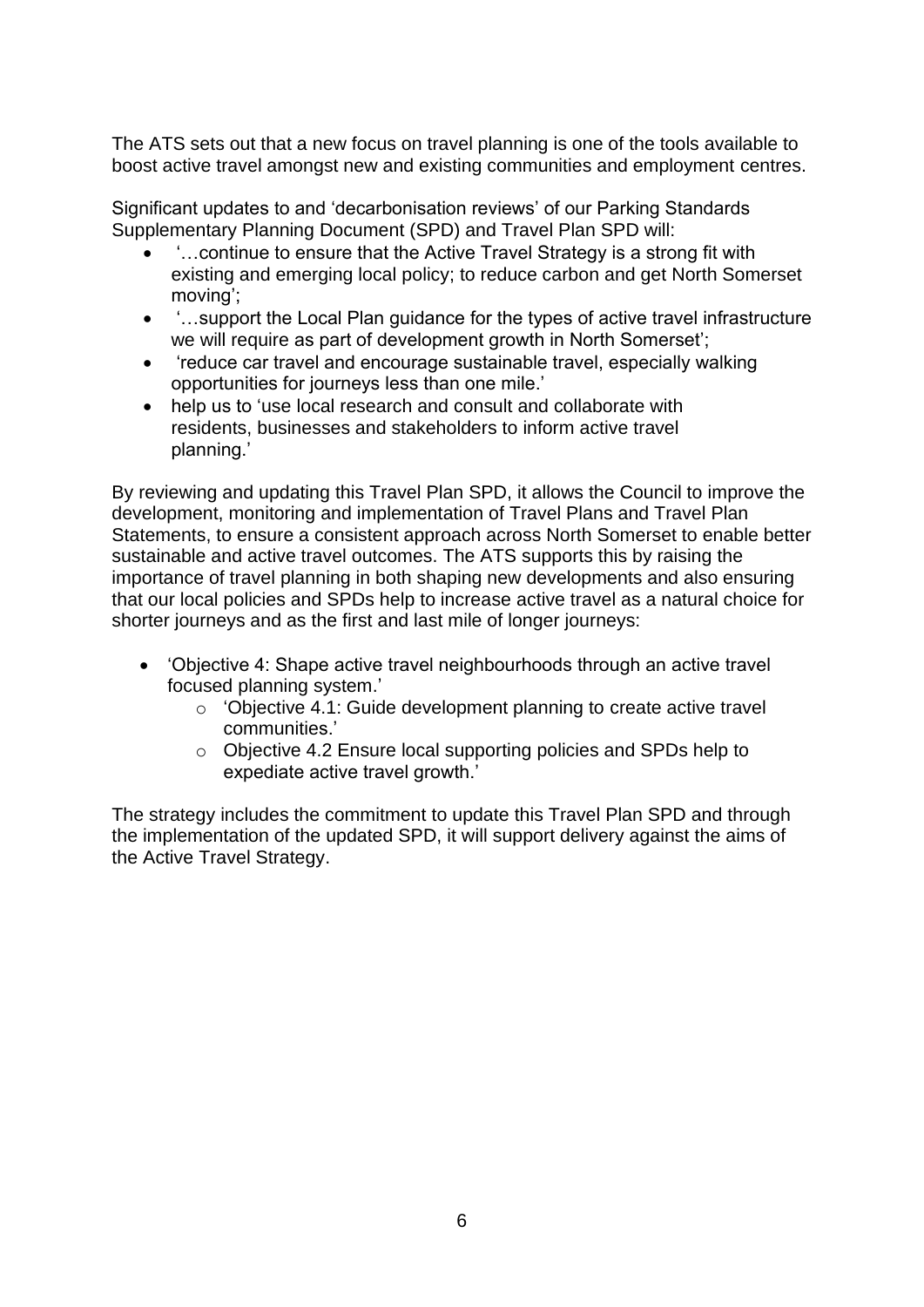The ATS sets out that a new focus on travel planning is one of the tools available to boost active travel amongst new and existing communities and employment centres.

Significant updates to and 'decarbonisation reviews' of our Parking Standards Supplementary Planning Document (SPD) and Travel Plan SPD will:

- '…continue to ensure that the Active Travel Strategy is a strong fit with existing and emerging local policy; to reduce carbon and get North Somerset moving';
- '…support the Local Plan guidance for the types of active travel infrastructure we will require as part of development growth in North Somerset';
- 'reduce car travel and encourage sustainable travel, especially walking opportunities for journeys less than one mile.'
- help us to 'use local research and consult and collaborate with residents, businesses and stakeholders to inform active travel planning.'

By reviewing and updating this Travel Plan SPD, it allows the Council to improve the development, monitoring and implementation of Travel Plans and Travel Plan Statements, to ensure a consistent approach across North Somerset to enable better sustainable and active travel outcomes. The ATS supports this by raising the importance of travel planning in both shaping new developments and also ensuring that our local policies and SPDs help to increase active travel as a natural choice for shorter journeys and as the first and last mile of longer journeys:

- 'Objective 4: Shape active travel neighbourhoods through an active travel focused planning system.'
  - 'Objective 4.1: Guide development planning to create active travel communities.'
  - Objective 4.2 Ensure local supporting policies and SPDs help to expediate active travel growth.'

The strategy includes the commitment to update this Travel Plan SPD and through the implementation of the updated SPD, it will support delivery against the aims of the Active Travel Strategy.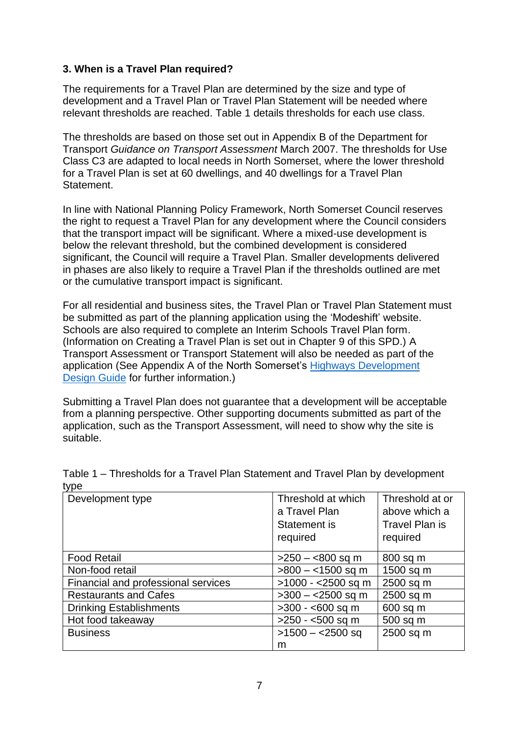### 3. When is a Travel Plan required?

The requirements for a Travel Plan are determined by the size and type of development and a Travel Plan or Travel Plan Statement will be needed where relevant thresholds are reached. Table 1 details thresholds for each use class.

The thresholds are based on those set out in Appendix B of the Department for Transport *Guidance on Transport Assessment* March 2007. The thresholds for Use Class C3 are adapted to local needs in North Somerset, where the lower threshold for a Travel Plan is set at 60 dwellings, and 40 dwellings for a Travel Plan Statement.

In line with National Planning Policy Framework, North Somerset Council reserves the right to request a Travel Plan for any development where the Council considers that the transport impact will be significant. Where a mixed-use development is below the relevant threshold, but the combined development is considered significant, the Council will require a Travel Plan. Smaller developments delivered in phases are also likely to require a Travel Plan if the thresholds outlined are met or the cumulative transport impact is significant.

For all residential and business sites, the Travel Plan or Travel Plan Statement must be submitted as part of the planning application using the 'Modeshift' website. Schools are also required to complete an Interim Schools Travel Plan form. (Information on Creating a Travel Plan is set out in Chapter 9 of this SPD.) A Transport Assessment or Transport Statement will also be needed as part of the application (See Appendix A of the North Somerset's Highways Development Design Guide for further information.)

Submitting a Travel Plan does not guarantee that a development will be acceptable from a planning perspective. Other supporting documents submitted as part of the application, such as the Transport Assessment, will need to show why the site is suitable.

Table 1 – Thresholds for a Travel Plan Statement and Travel Plan by development type

| Development type | Threshold at which a Travel Plan Statement is required | Threshold at or above which a Travel Plan is required |
|---|---|---|
| Food Retail | >250 – <800 sq m | 800 sq m |
| Non-food retail | >800 – <1500 sq m | 1500 sq m |
| Financial and professional services | >1000 - <2500 sq m | 2500 sq m |
| Restaurants and Cafes | >300 – <2500 sq m | 2500 sq m |
| Drinking Establishments | >300 - <600 sq m | 600 sq m |
| Hot food takeaway | >250 - <500 sq m | 500 sq m |
| Business | >1500 – <2500 sq m | 2500 sq m |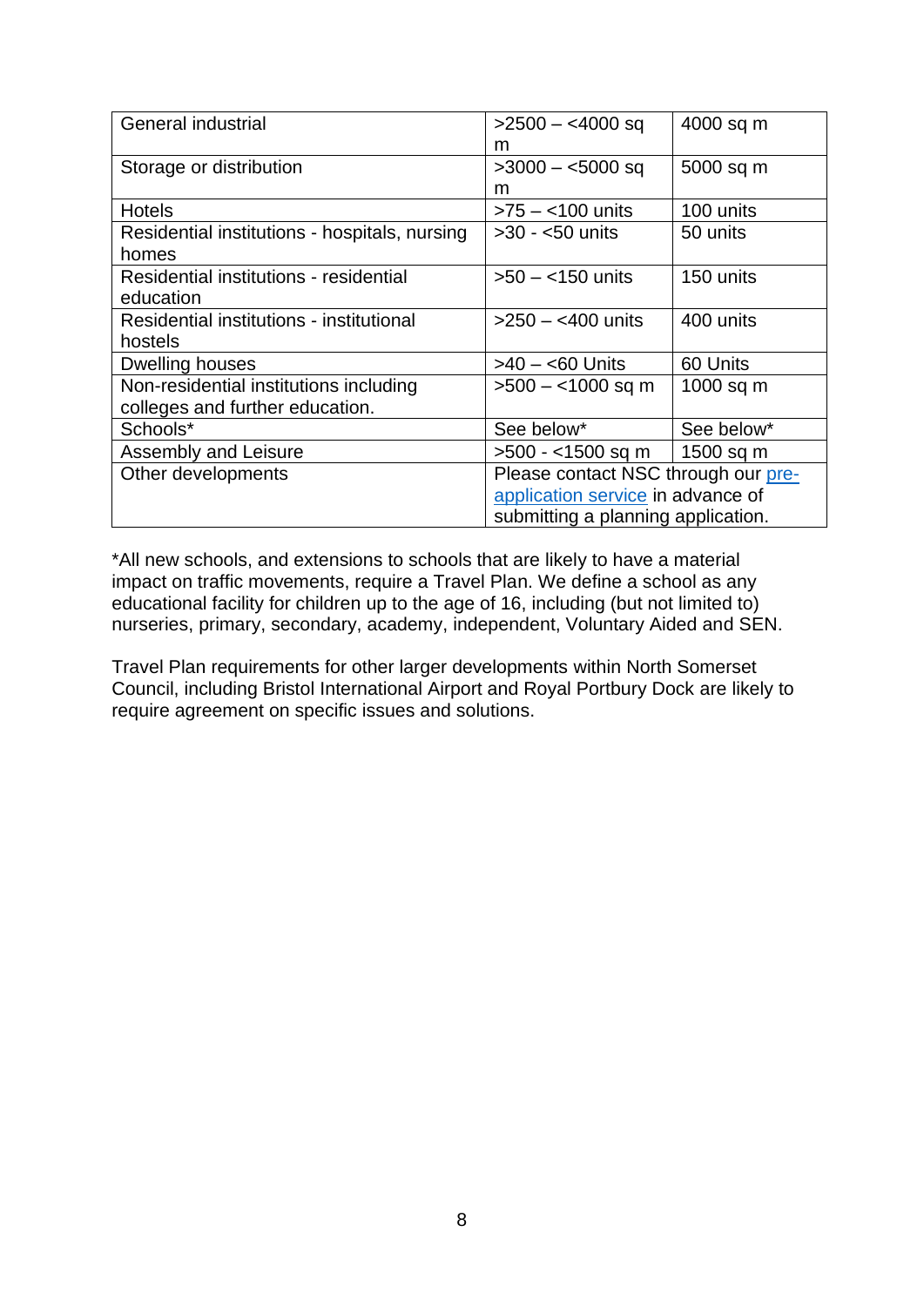| General industrial | >2500 – <4000 sq m | 4000 sq m |
|---|---|---|
| Storage or distribution | >3000 – <5000 sq m | 5000 sq m |
| Hotels | >75 – <100 units | 100 units |
| Residential institutions - hospitals, nursing homes | >30 - <50 units | 50 units |
| Residential institutions - residential education | >50 – <150 units | 150 units |
| Residential institutions - institutional hostels | >250 – <400 units | 400 units |
| Dwelling houses | >40 – <60 Units | 60 Units |
| Non-residential institutions including colleges and further education. | >500 – <1000 sq m | 1000 sq m |
| Schools* | See below* | See below* |
| Assembly and Leisure | >500 - <1500 sq m | 1500 sq m |
| Other developments | Please contact NSC through our [pre-application service]() in advance of submitting a planning application. | |

*All new schools, and extensions to schools that are likely to have a material impact on traffic movements, require a Travel Plan. We define a school as any educational facility for children up to the age of 16, including (but not limited to) nurseries, primary, secondary, academy, independent, Voluntary Aided and SEN.

Travel Plan requirements for other larger developments within North Somerset Council, including Bristol International Airport and Royal Portbury Dock are likely to require agreement on specific issues and solutions.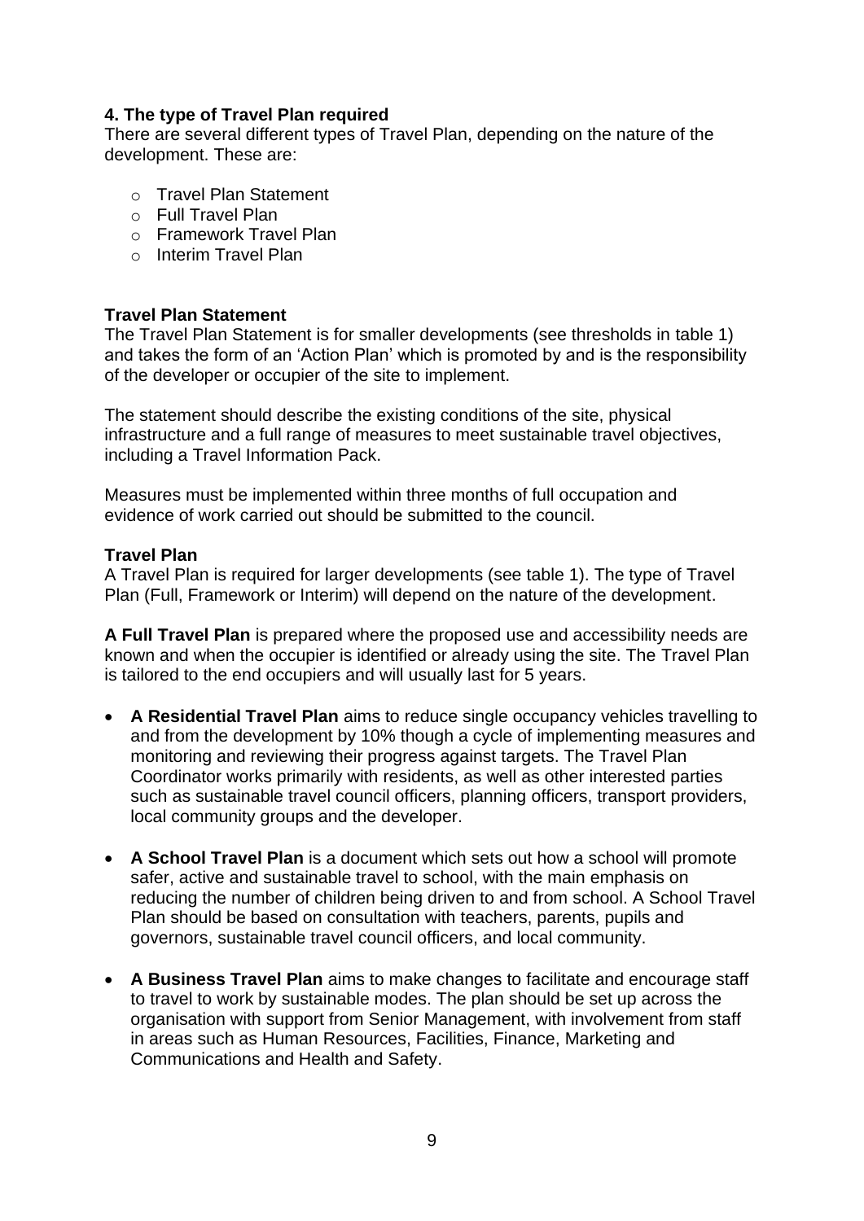## 4. The type of Travel Plan required

There are several different types of Travel Plan, depending on the nature of the development. These are:

- Travel Plan Statement
- Full Travel Plan
- Framework Travel Plan
- Interim Travel Plan

### Travel Plan Statement

The Travel Plan Statement is for smaller developments (see thresholds in table 1) and takes the form of an 'Action Plan' which is promoted by and is the responsibility of the developer or occupier of the site to implement.

The statement should describe the existing conditions of the site, physical infrastructure and a full range of measures to meet sustainable travel objectives, including a Travel Information Pack.

Measures must be implemented within three months of full occupation and evidence of work carried out should be submitted to the council.

### Travel Plan

A Travel Plan is required for larger developments (see table 1). The type of Travel Plan (Full, Framework or Interim) will depend on the nature of the development.

**A Full Travel Plan** is prepared where the proposed use and accessibility needs are known and when the occupier is identified or already using the site. The Travel Plan is tailored to the end occupiers and will usually last for 5 years.

- **A Residential Travel Plan** aims to reduce single occupancy vehicles travelling to and from the development by 10% though a cycle of implementing measures and monitoring and reviewing their progress against targets. The Travel Plan Coordinator works primarily with residents, as well as other interested parties such as sustainable travel council officers, planning officers, transport providers, local community groups and the developer.

- **A School Travel Plan** is a document which sets out how a school will promote safer, active and sustainable travel to school, with the main emphasis on reducing the number of children being driven to and from school. A School Travel Plan should be based on consultation with teachers, parents, pupils and governors, sustainable travel council officers, and local community.

- **A Business Travel Plan** aims to make changes to facilitate and encourage staff to travel to work by sustainable modes. The plan should be set up across the organisation with support from Senior Management, with involvement from staff in areas such as Human Resources, Facilities, Finance, Marketing and Communications and Health and Safety.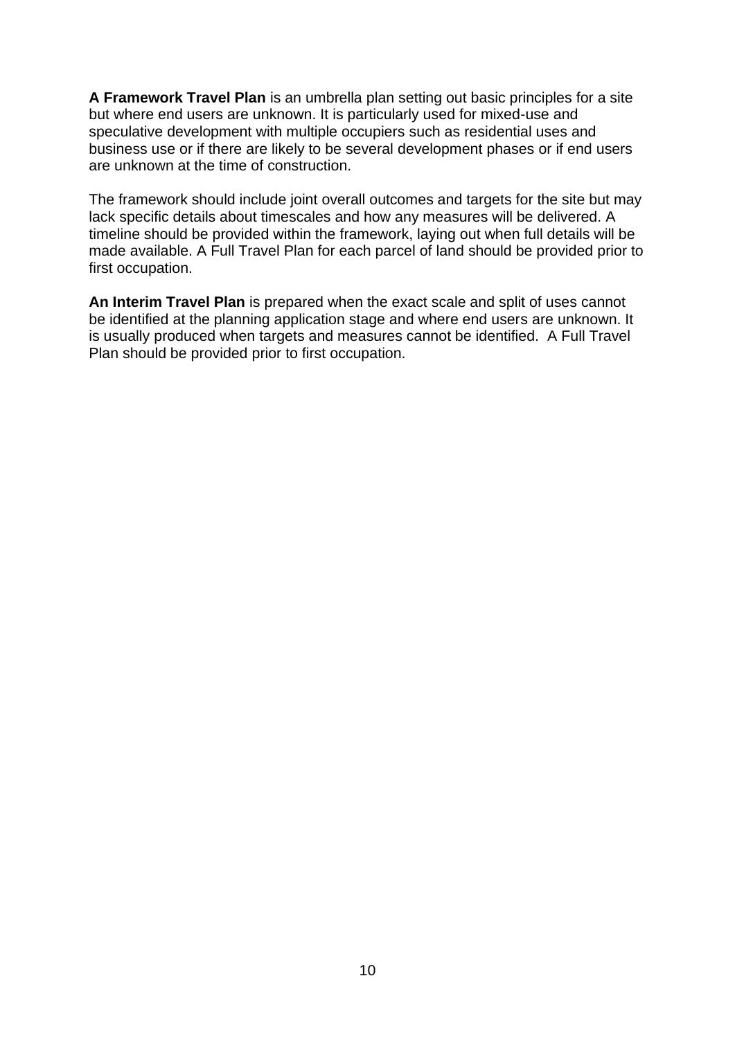**A Framework Travel Plan** is an umbrella plan setting out basic principles for a site but where end users are unknown. It is particularly used for mixed-use and speculative development with multiple occupiers such as residential uses and business use or if there are likely to be several development phases or if end users are unknown at the time of construction.

The framework should include joint overall outcomes and targets for the site but may lack specific details about timescales and how any measures will be delivered. A timeline should be provided within the framework, laying out when full details will be made available. A Full Travel Plan for each parcel of land should be provided prior to first occupation.

**An Interim Travel Plan** is prepared when the exact scale and split of uses cannot be identified at the planning application stage and where end users are unknown. It is usually produced when targets and measures cannot be identified. A Full Travel Plan should be provided prior to first occupation.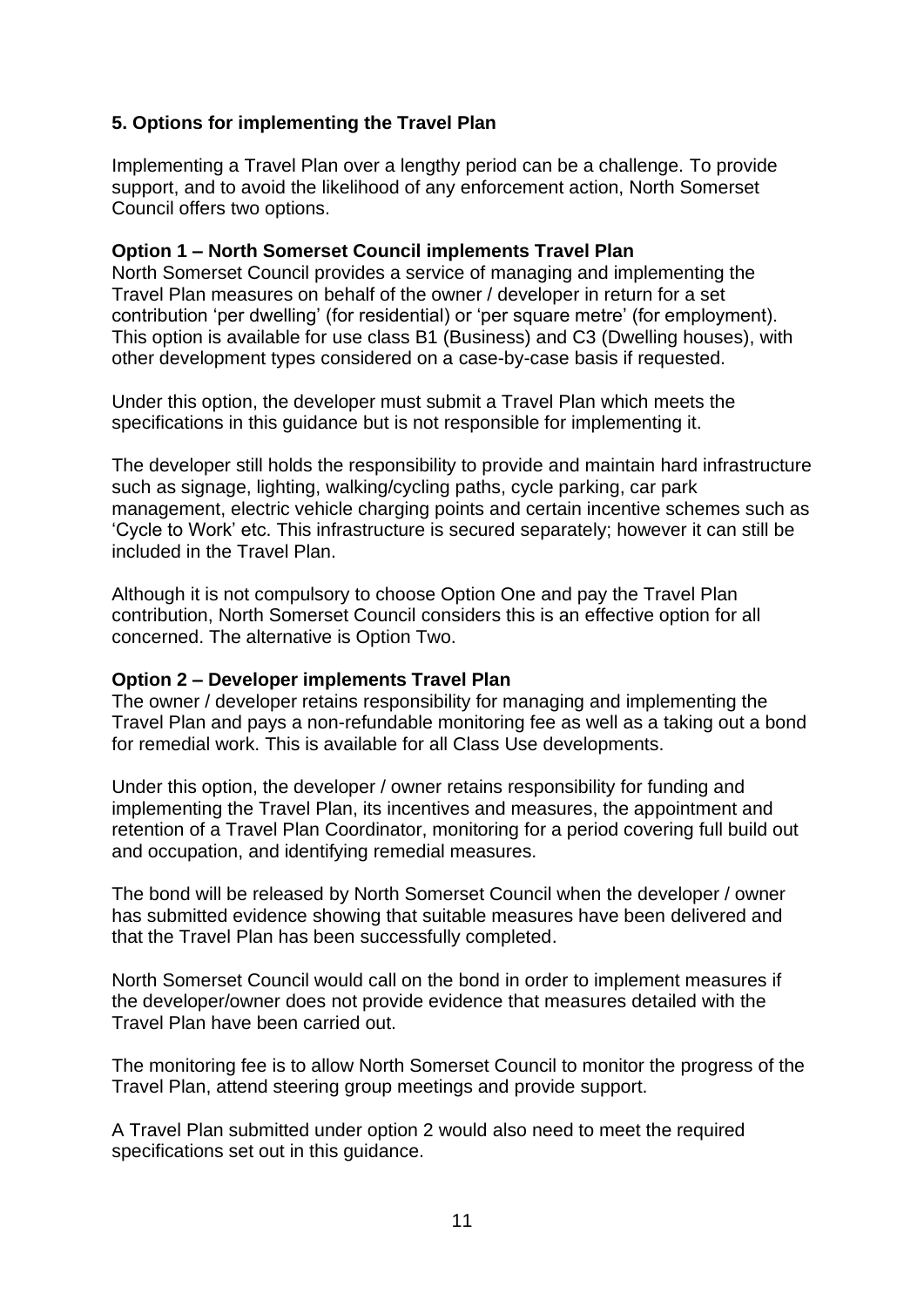## 5. Options for implementing the Travel Plan

Implementing a Travel Plan over a lengthy period can be a challenge. To provide support, and to avoid the likelihood of any enforcement action, North Somerset Council offers two options.

### Option 1 – North Somerset Council implements Travel Plan

North Somerset Council provides a service of managing and implementing the Travel Plan measures on behalf of the owner / developer in return for a set contribution 'per dwelling' (for residential) or 'per square metre' (for employment). This option is available for use class B1 (Business) and C3 (Dwelling houses), with other development types considered on a case-by-case basis if requested.

Under this option, the developer must submit a Travel Plan which meets the specifications in this guidance but is not responsible for implementing it.

The developer still holds the responsibility to provide and maintain hard infrastructure such as signage, lighting, walking/cycling paths, cycle parking, car park management, electric vehicle charging points and certain incentive schemes such as 'Cycle to Work' etc. This infrastructure is secured separately; however it can still be included in the Travel Plan.

Although it is not compulsory to choose Option One and pay the Travel Plan contribution, North Somerset Council considers this is an effective option for all concerned. The alternative is Option Two.

### Option 2 – Developer implements Travel Plan

The owner / developer retains responsibility for managing and implementing the Travel Plan and pays a non-refundable monitoring fee as well as a taking out a bond for remedial work. This is available for all Class Use developments.

Under this option, the developer / owner retains responsibility for funding and implementing the Travel Plan, its incentives and measures, the appointment and retention of a Travel Plan Coordinator, monitoring for a period covering full build out and occupation, and identifying remedial measures.

The bond will be released by North Somerset Council when the developer / owner has submitted evidence showing that suitable measures have been delivered and that the Travel Plan has been successfully completed.

North Somerset Council would call on the bond in order to implement measures if the developer/owner does not provide evidence that measures detailed with the Travel Plan have been carried out.

The monitoring fee is to allow North Somerset Council to monitor the progress of the Travel Plan, attend steering group meetings and provide support.

A Travel Plan submitted under option 2 would also need to meet the required specifications set out in this guidance.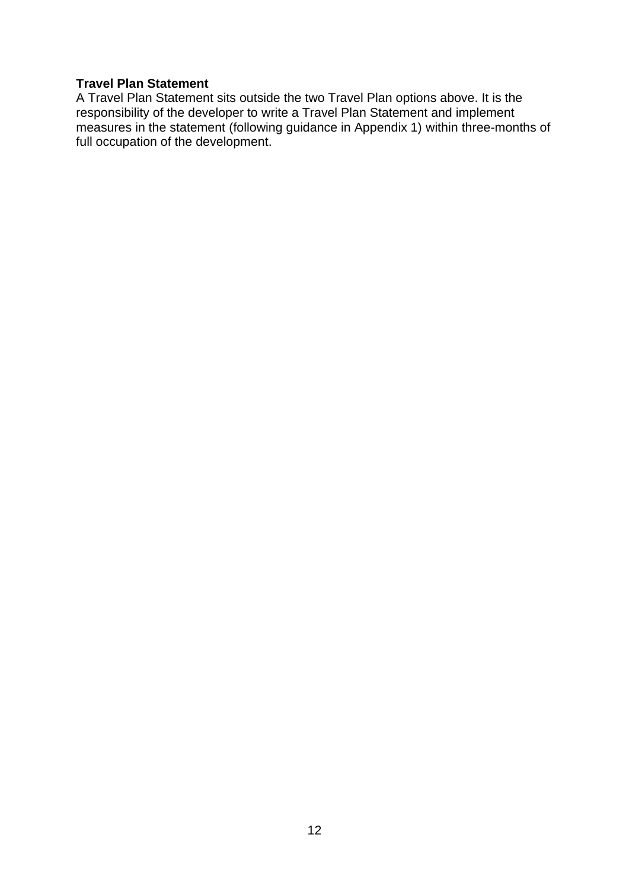**Travel Plan Statement**

A Travel Plan Statement sits outside the two Travel Plan options above. It is the responsibility of the developer to write a Travel Plan Statement and implement measures in the statement (following guidance in Appendix 1) within three-months of full occupation of the development.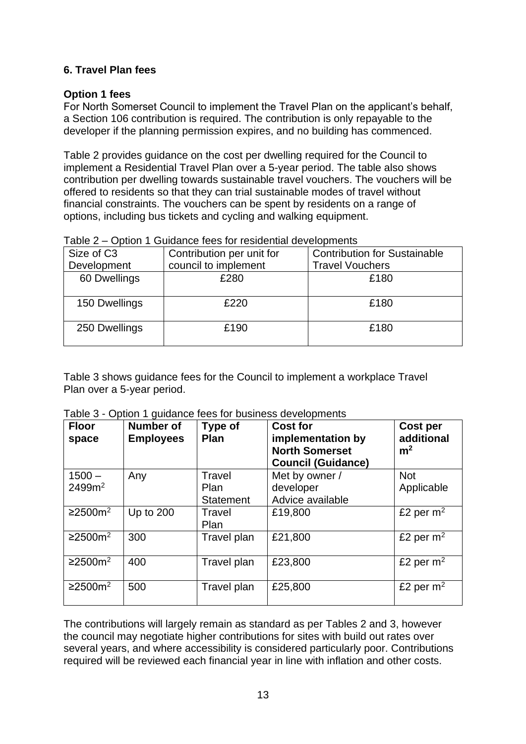## 6. Travel Plan fees

### Option 1 fees

For North Somerset Council to implement the Travel Plan on the applicant's behalf, a Section 106 contribution is required. The contribution is only repayable to the developer if the planning permission expires, and no building has commenced.

Table 2 provides guidance on the cost per dwelling required for the Council to implement a Residential Travel Plan over a 5-year period. The table also shows contribution per dwelling towards sustainable travel vouchers. The vouchers will be offered to residents so that they can trial sustainable modes of travel without financial constraints. The vouchers can be spent by residents on a range of options, including bus tickets and cycling and walking equipment.

Table 2 – Option 1 Guidance fees for residential developments

| Size of C3 Development | Contribution per unit for council to implement | Contribution for Sustainable Travel Vouchers |
|---|---|---|
| 60 Dwellings | £280 | £180 |
| 150 Dwellings | £220 | £180 |
| 250 Dwellings | £190 | £180 |

Table 3 shows guidance fees for the Council to implement a workplace Travel Plan over a 5-year period.

Table 3 - Option 1 guidance fees for business developments

| Floor space | Number of Employees | Type of Plan | Cost for implementation by North Somerset Council (Guidance) | Cost per additional m$^2$ |
|---|---|---|---|---|
| 1500 – 2499m$^2$ | Any | Travel Plan Statement | Met by owner / developer Advice available | Not Applicable |
| ≥2500m$^2$ | Up to 200 | Travel Plan | £19,800 | £2 per m$^2$ |
| ≥2500m$^2$ | 300 | Travel plan | £21,800 | £2 per m$^2$ |
| ≥2500m$^2$ | 400 | Travel plan | £23,800 | £2 per m$^2$ |
| ≥2500m$^2$ | 500 | Travel plan | £25,800 | £2 per m$^2$ |

The contributions will largely remain as standard as per Tables 2 and 3, however the council may negotiate higher contributions for sites with build out rates over several years, and where accessibility is considered particularly poor. Contributions required will be reviewed each financial year in line with inflation and other costs.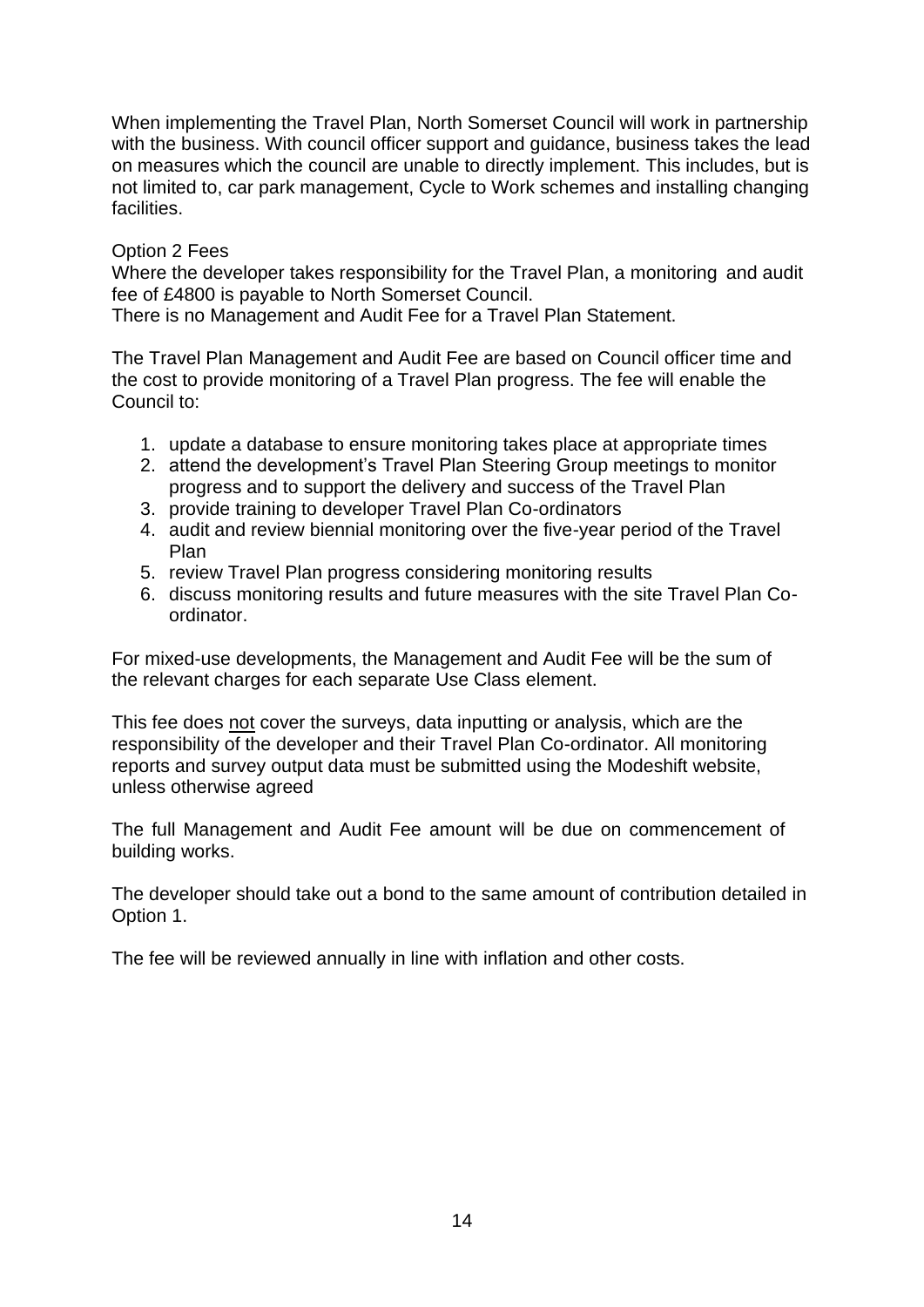When implementing the Travel Plan, North Somerset Council will work in partnership with the business. With council officer support and guidance, business takes the lead on measures which the council are unable to directly implement. This includes, but is not limited to, car park management, Cycle to Work schemes and installing changing facilities.

Option 2 Fees

Where the developer takes responsibility for the Travel Plan, a monitoring and audit fee of £4800 is payable to North Somerset Council.

There is no Management and Audit Fee for a Travel Plan Statement.

The Travel Plan Management and Audit Fee are based on Council officer time and the cost to provide monitoring of a Travel Plan progress. The fee will enable the Council to:

1. update a database to ensure monitoring takes place at appropriate times
2. attend the development's Travel Plan Steering Group meetings to monitor progress and to support the delivery and success of the Travel Plan
3. provide training to developer Travel Plan Co-ordinators
4. audit and review biennial monitoring over the five-year period of the Travel Plan
5. review Travel Plan progress considering monitoring results
6. discuss monitoring results and future measures with the site Travel Plan Co-ordinator.

For mixed-use developments, the Management and Audit Fee will be the sum of the relevant charges for each separate Use Class element.

This fee does <u>not</u> cover the surveys, data inputting or analysis, which are the responsibility of the developer and their Travel Plan Co-ordinator. All monitoring reports and survey output data must be submitted using the Modeshift website, unless otherwise agreed

The full Management and Audit Fee amount will be due on commencement of building works.

The developer should take out a bond to the same amount of contribution detailed in Option 1.

The fee will be reviewed annually in line with inflation and other costs.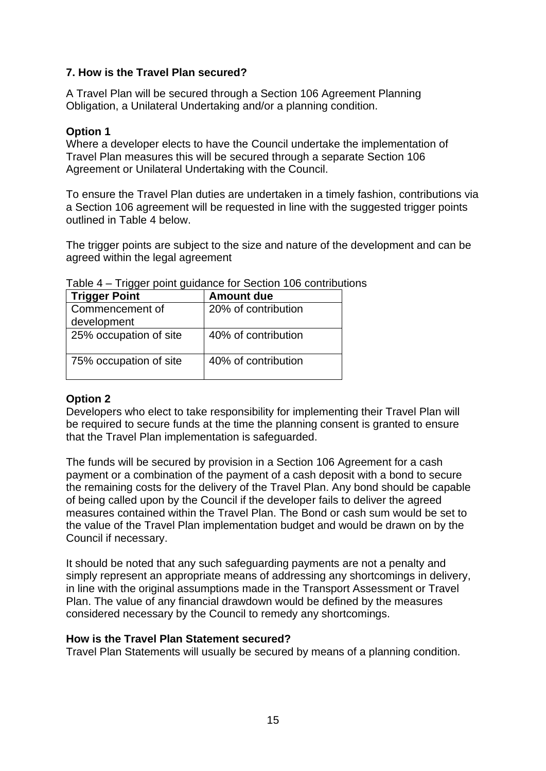## 7. How is the Travel Plan secured?

A Travel Plan will be secured through a Section 106 Agreement Planning Obligation, a Unilateral Undertaking and/or a planning condition.

### Option 1

Where a developer elects to have the Council undertake the implementation of Travel Plan measures this will be secured through a separate Section 106 Agreement or Unilateral Undertaking with the Council.

To ensure the Travel Plan duties are undertaken in a timely fashion, contributions via a Section 106 agreement will be requested in line with the suggested trigger points outlined in Table 4 below.

The trigger points are subject to the size and nature of the development and can be agreed within the legal agreement

Table 4 – Trigger point guidance for Section 106 contributions

| Trigger Point | Amount due |
|---|---|
| Commencement of development | 20% of contribution |
| 25% occupation of site | 40% of contribution |
| 75% occupation of site | 40% of contribution |

### Option 2

Developers who elect to take responsibility for implementing their Travel Plan will be required to secure funds at the time the planning consent is granted to ensure that the Travel Plan implementation is safeguarded.

The funds will be secured by provision in a Section 106 Agreement for a cash payment or a combination of the payment of a cash deposit with a bond to secure the remaining costs for the delivery of the Travel Plan. Any bond should be capable of being called upon by the Council if the developer fails to deliver the agreed measures contained within the Travel Plan. The Bond or cash sum would be set to the value of the Travel Plan implementation budget and would be drawn on by the Council if necessary.

It should be noted that any such safeguarding payments are not a penalty and simply represent an appropriate means of addressing any shortcomings in delivery, in line with the original assumptions made in the Transport Assessment or Travel Plan. The value of any financial drawdown would be defined by the measures considered necessary by the Council to remedy any shortcomings.

### How is the Travel Plan Statement secured?

Travel Plan Statements will usually be secured by means of a planning condition.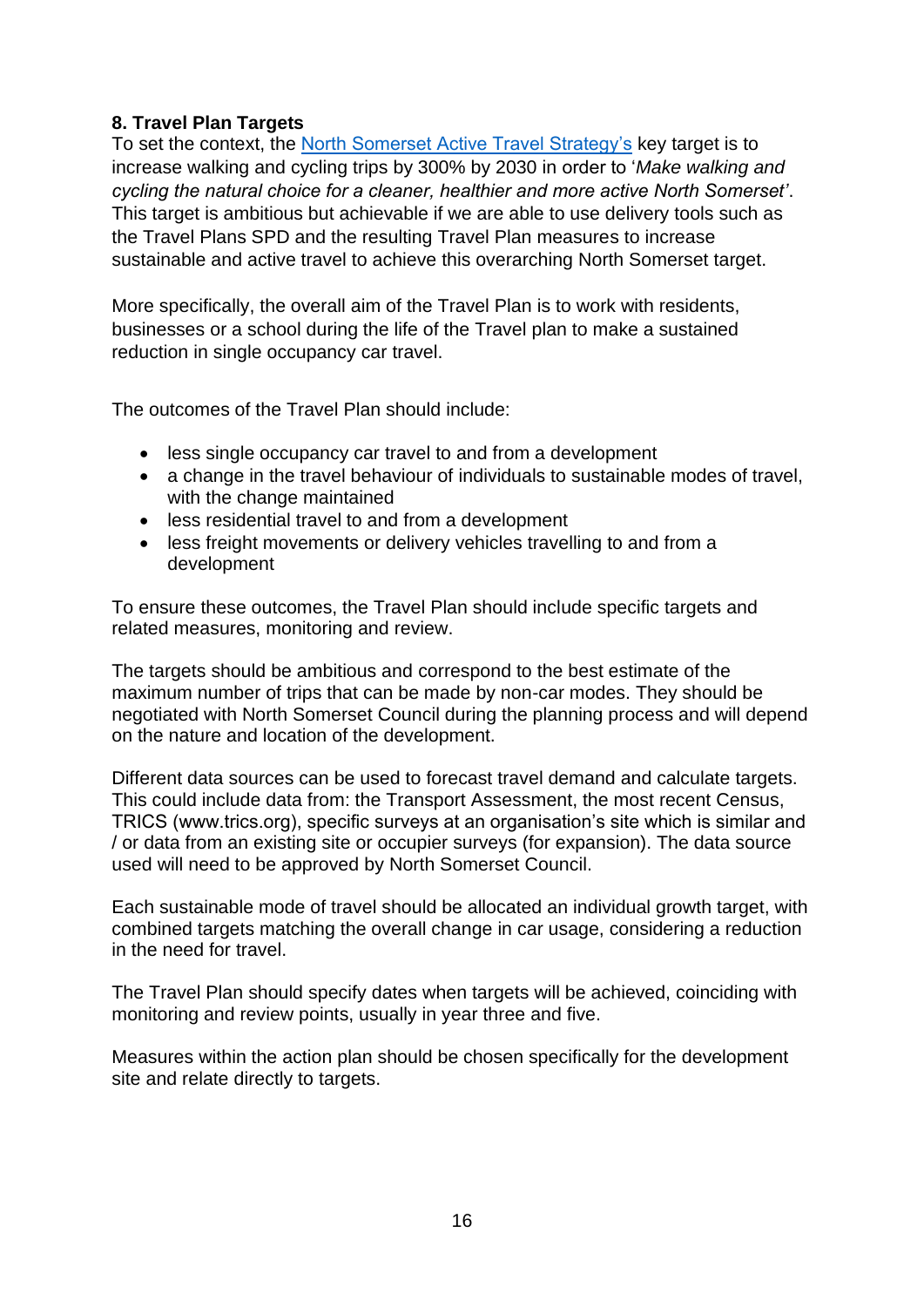## 8. Travel Plan Targets

To set the context, the North Somerset Active Travel Strategy's key target is to increase walking and cycling trips by 300% by 2030 in order to '*Make walking and cycling the natural choice for a cleaner, healthier and more active North Somerset*'. This target is ambitious but achievable if we are able to use delivery tools such as the Travel Plans SPD and the resulting Travel Plan measures to increase sustainable and active travel to achieve this overarching North Somerset target.

More specifically, the overall aim of the Travel Plan is to work with residents, businesses or a school during the life of the Travel plan to make a sustained reduction in single occupancy car travel.

The outcomes of the Travel Plan should include:

- less single occupancy car travel to and from a development
- a change in the travel behaviour of individuals to sustainable modes of travel, with the change maintained
- less residential travel to and from a development
- less freight movements or delivery vehicles travelling to and from a development

To ensure these outcomes, the Travel Plan should include specific targets and related measures, monitoring and review.

The targets should be ambitious and correspond to the best estimate of the maximum number of trips that can be made by non-car modes. They should be negotiated with North Somerset Council during the planning process and will depend on the nature and location of the development.

Different data sources can be used to forecast travel demand and calculate targets. This could include data from: the Transport Assessment, the most recent Census, TRICS (www.trics.org), specific surveys at an organisation's site which is similar and / or data from an existing site or occupier surveys (for expansion). The data source used will need to be approved by North Somerset Council.

Each sustainable mode of travel should be allocated an individual growth target, with combined targets matching the overall change in car usage, considering a reduction in the need for travel.

The Travel Plan should specify dates when targets will be achieved, coinciding with monitoring and review points, usually in year three and five.

Measures within the action plan should be chosen specifically for the development site and relate directly to targets.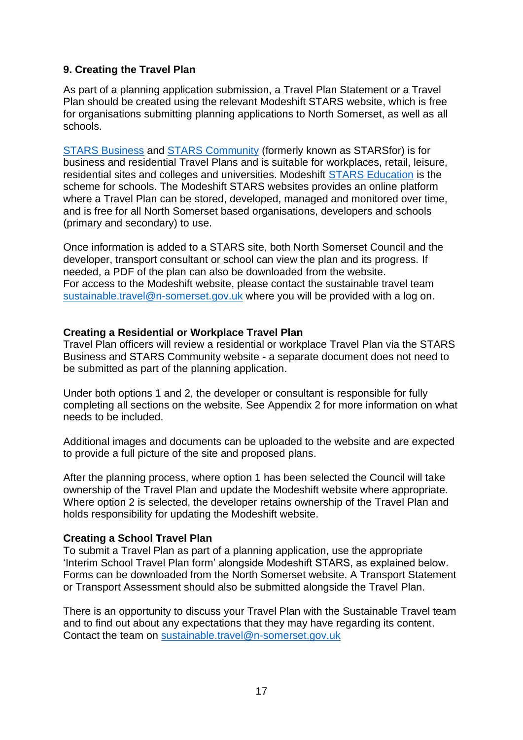## 9. Creating the Travel Plan

As part of a planning application submission, a Travel Plan Statement or a Travel Plan should be created using the relevant Modeshift STARS website, which is free for organisations submitting planning applications to North Somerset, as well as all schools.

STARS Business and STARS Community (formerly known as STARSfor) is for business and residential Travel Plans and is suitable for workplaces, retail, leisure, residential sites and colleges and universities. Modeshift STARS Education is the scheme for schools. The Modeshift STARS websites provides an online platform where a Travel Plan can be stored, developed, managed and monitored over time, and is free for all North Somerset based organisations, developers and schools (primary and secondary) to use.

Once information is added to a STARS site, both North Somerset Council and the developer, transport consultant or school can view the plan and its progress. If needed, a PDF of the plan can also be downloaded from the website.
For access to the Modeshift website, please contact the sustainable travel team sustainable.travel@n-somerset.gov.uk where you will be provided with a log on.

### Creating a Residential or Workplace Travel Plan

Travel Plan officers will review a residential or workplace Travel Plan via the STARS Business and STARS Community website - a separate document does not need to be submitted as part of the planning application.

Under both options 1 and 2, the developer or consultant is responsible for fully completing all sections on the website. See Appendix 2 for more information on what needs to be included.

Additional images and documents can be uploaded to the website and are expected to provide a full picture of the site and proposed plans.

After the planning process, where option 1 has been selected the Council will take ownership of the Travel Plan and update the Modeshift website where appropriate. Where option 2 is selected, the developer retains ownership of the Travel Plan and holds responsibility for updating the Modeshift website.

### Creating a School Travel Plan

To submit a Travel Plan as part of a planning application, use the appropriate 'Interim School Travel Plan form' alongside Modeshift STARS, as explained below. Forms can be downloaded from the North Somerset website. A Transport Statement or Transport Assessment should also be submitted alongside the Travel Plan.

There is an opportunity to discuss your Travel Plan with the Sustainable Travel team and to find out about any expectations that they may have regarding its content. Contact the team on sustainable.travel@n-somerset.gov.uk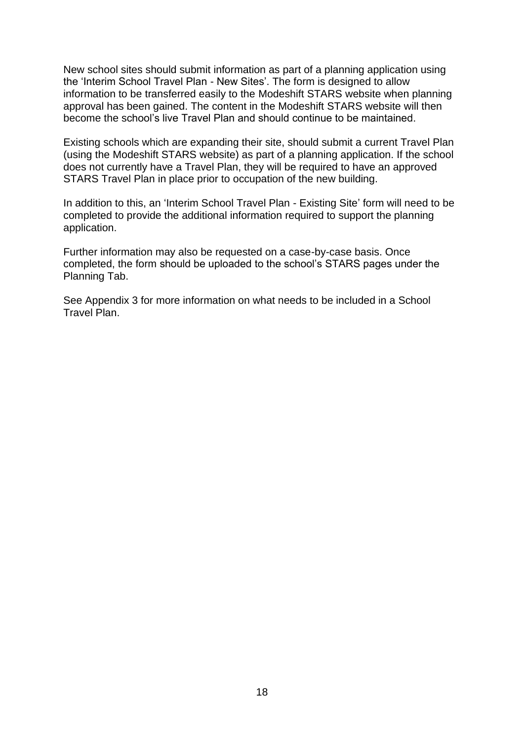New school sites should submit information as part of a planning application using the 'Interim School Travel Plan - New Sites'. The form is designed to allow information to be transferred easily to the Modeshift STARS website when planning approval has been gained. The content in the Modeshift STARS website will then become the school's live Travel Plan and should continue to be maintained.

Existing schools which are expanding their site, should submit a current Travel Plan (using the Modeshift STARS website) as part of a planning application. If the school does not currently have a Travel Plan, they will be required to have an approved STARS Travel Plan in place prior to occupation of the new building.

In addition to this, an 'Interim School Travel Plan - Existing Site' form will need to be completed to provide the additional information required to support the planning application.

Further information may also be requested on a case-by-case basis. Once completed, the form should be uploaded to the school's STARS pages under the Planning Tab.

See Appendix 3 for more information on what needs to be included in a School Travel Plan.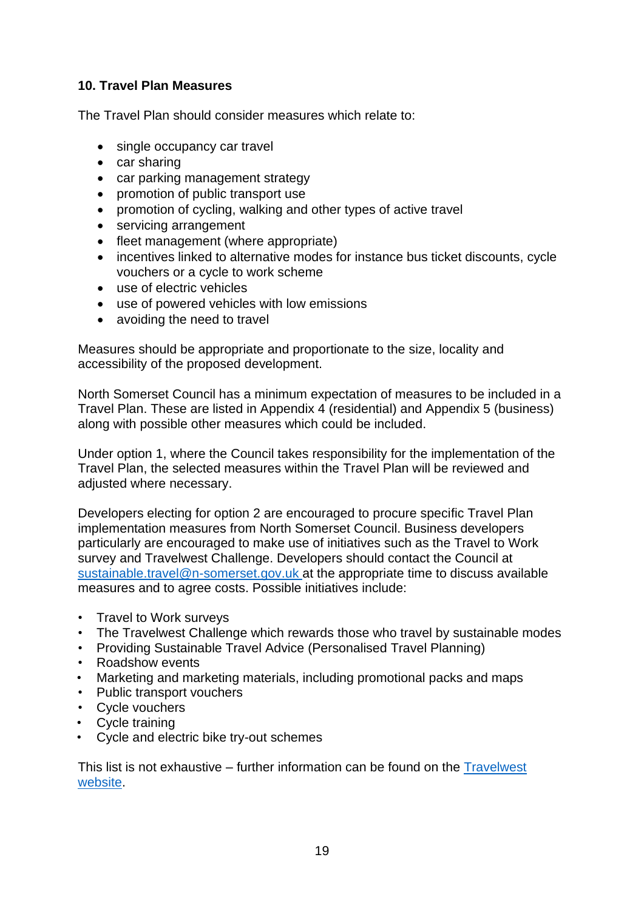## 10. Travel Plan Measures

The Travel Plan should consider measures which relate to:

- single occupancy car travel
- car sharing
- car parking management strategy
- promotion of public transport use
- promotion of cycling, walking and other types of active travel
- servicing arrangement
- fleet management (where appropriate)
- incentives linked to alternative modes for instance bus ticket discounts, cycle vouchers or a cycle to work scheme
- use of electric vehicles
- use of powered vehicles with low emissions
- avoiding the need to travel

Measures should be appropriate and proportionate to the size, locality and accessibility of the proposed development.

North Somerset Council has a minimum expectation of measures to be included in a Travel Plan. These are listed in Appendix 4 (residential) and Appendix 5 (business) along with possible other measures which could be included.

Under option 1, where the Council takes responsibility for the implementation of the Travel Plan, the selected measures within the Travel Plan will be reviewed and adjusted where necessary.

Developers electing for option 2 are encouraged to procure specific Travel Plan implementation measures from North Somerset Council. Business developers particularly are encouraged to make use of initiatives such as the Travel to Work survey and Travelwest Challenge. Developers should contact the Council at sustainable.travel@n-somerset.gov.uk at the appropriate time to discuss available measures and to agree costs. Possible initiatives include:

- Travel to Work surveys
- The Travelwest Challenge which rewards those who travel by sustainable modes
- Providing Sustainable Travel Advice (Personalised Travel Planning)
- Roadshow events
- Marketing and marketing materials, including promotional packs and maps
- Public transport vouchers
- Cycle vouchers
- Cycle training
- Cycle and electric bike try-out schemes

This list is not exhaustive – further information can be found on the Travelwest website.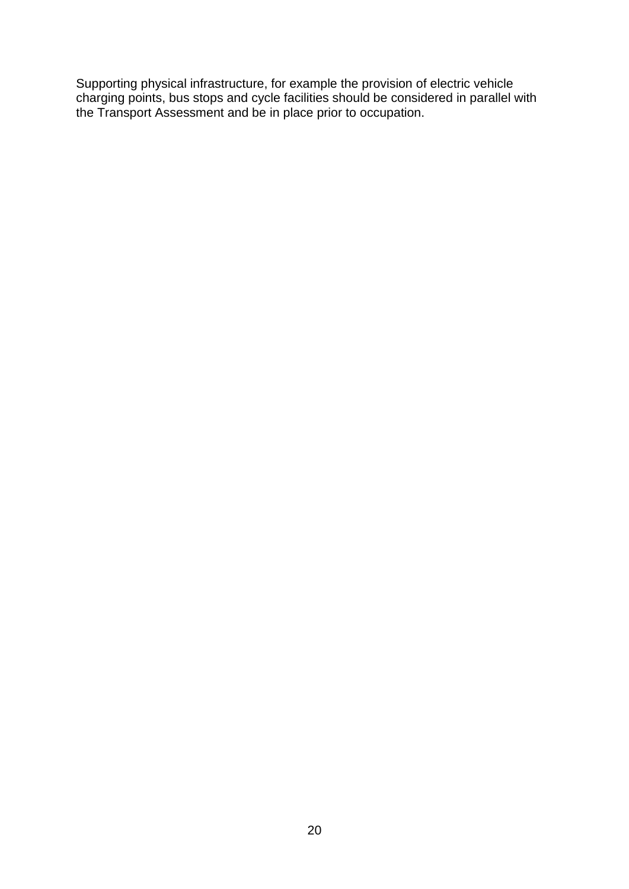Supporting physical infrastructure, for example the provision of electric vehicle charging points, bus stops and cycle facilities should be considered in parallel with the Transport Assessment and be in place prior to occupation.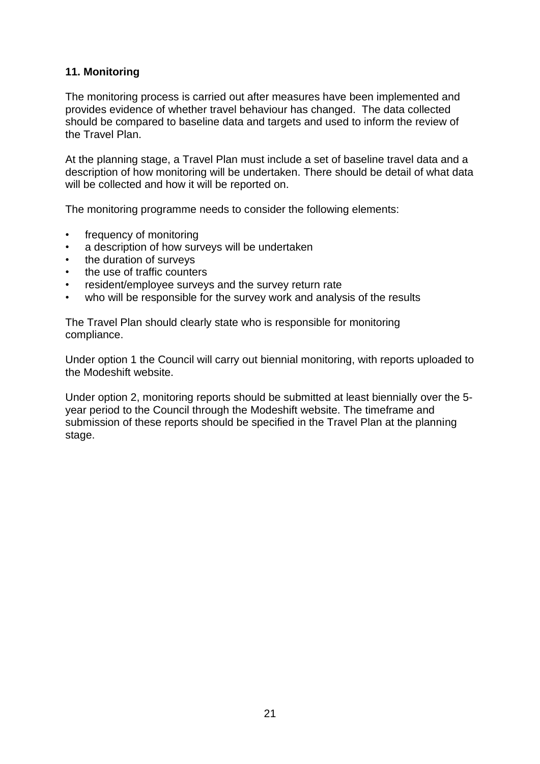## 11. Monitoring

The monitoring process is carried out after measures have been implemented and provides evidence of whether travel behaviour has changed. The data collected should be compared to baseline data and targets and used to inform the review of the Travel Plan.

At the planning stage, a Travel Plan must include a set of baseline travel data and a description of how monitoring will be undertaken. There should be detail of what data will be collected and how it will be reported on.

The monitoring programme needs to consider the following elements:

- frequency of monitoring
- a description of how surveys will be undertaken
- the duration of surveys
- the use of traffic counters
- resident/employee surveys and the survey return rate
- who will be responsible for the survey work and analysis of the results

The Travel Plan should clearly state who is responsible for monitoring compliance.

Under option 1 the Council will carry out biennial monitoring, with reports uploaded to the Modeshift website.

Under option 2, monitoring reports should be submitted at least biennially over the 5-year period to the Council through the Modeshift website. The timeframe and submission of these reports should be specified in the Travel Plan at the planning stage.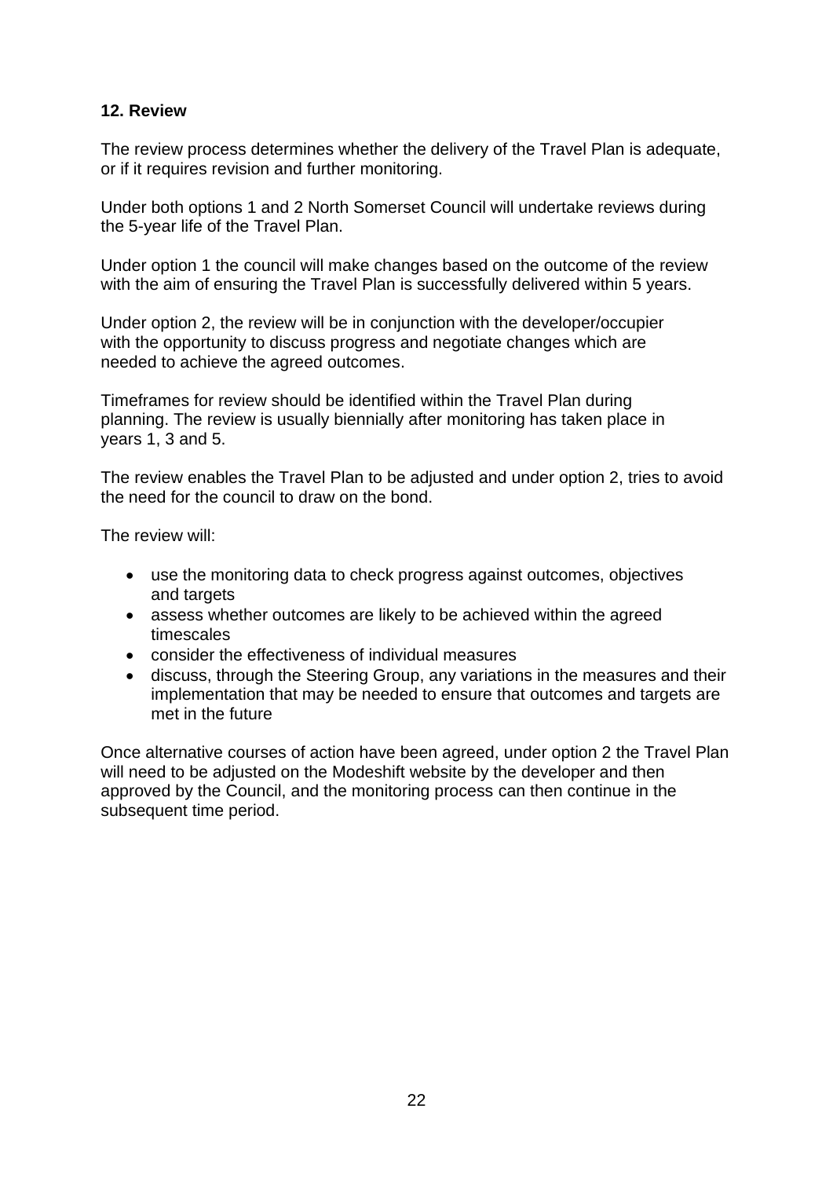## 12. Review

The review process determines whether the delivery of the Travel Plan is adequate, or if it requires revision and further monitoring.

Under both options 1 and 2 North Somerset Council will undertake reviews during the 5-year life of the Travel Plan.

Under option 1 the council will make changes based on the outcome of the review with the aim of ensuring the Travel Plan is successfully delivered within 5 years.

Under option 2, the review will be in conjunction with the developer/occupier with the opportunity to discuss progress and negotiate changes which are needed to achieve the agreed outcomes.

Timeframes for review should be identified within the Travel Plan during planning. The review is usually biennially after monitoring has taken place in years 1, 3 and 5.

The review enables the Travel Plan to be adjusted and under option 2, tries to avoid the need for the council to draw on the bond.

The review will:

- use the monitoring data to check progress against outcomes, objectives and targets
- assess whether outcomes are likely to be achieved within the agreed timescales
- consider the effectiveness of individual measures
- discuss, through the Steering Group, any variations in the measures and their implementation that may be needed to ensure that outcomes and targets are met in the future

Once alternative courses of action have been agreed, under option 2 the Travel Plan will need to be adjusted on the Modeshift website by the developer and then approved by the Council, and the monitoring process can then continue in the subsequent time period.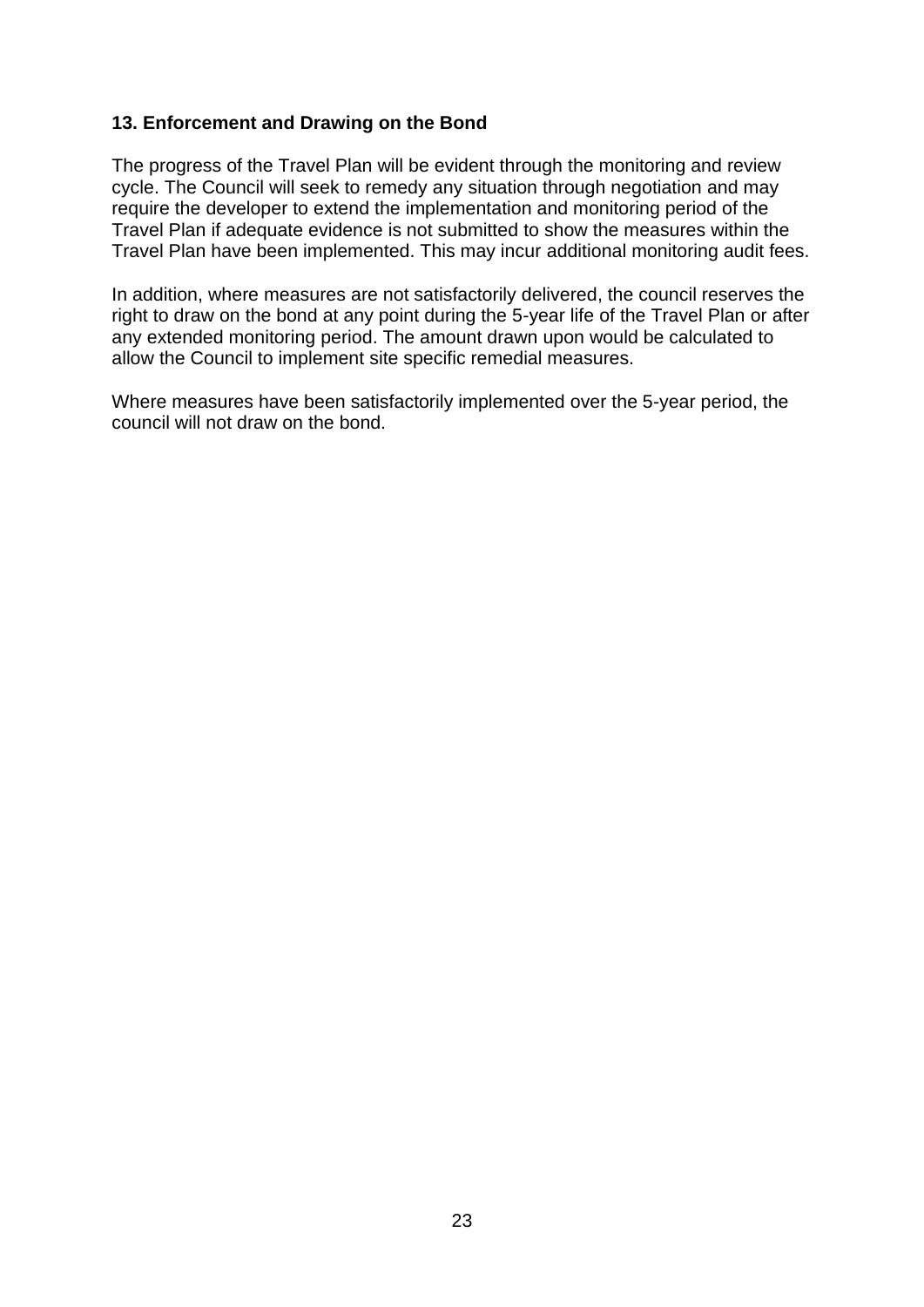### 13. Enforcement and Drawing on the Bond

The progress of the Travel Plan will be evident through the monitoring and review cycle. The Council will seek to remedy any situation through negotiation and may require the developer to extend the implementation and monitoring period of the Travel Plan if adequate evidence is not submitted to show the measures within the Travel Plan have been implemented. This may incur additional monitoring audit fees.

In addition, where measures are not satisfactorily delivered, the council reserves the right to draw on the bond at any point during the 5-year life of the Travel Plan or after any extended monitoring period. The amount drawn upon would be calculated to allow the Council to implement site specific remedial measures.

Where measures have been satisfactorily implemented over the 5-year period, the council will not draw on the bond.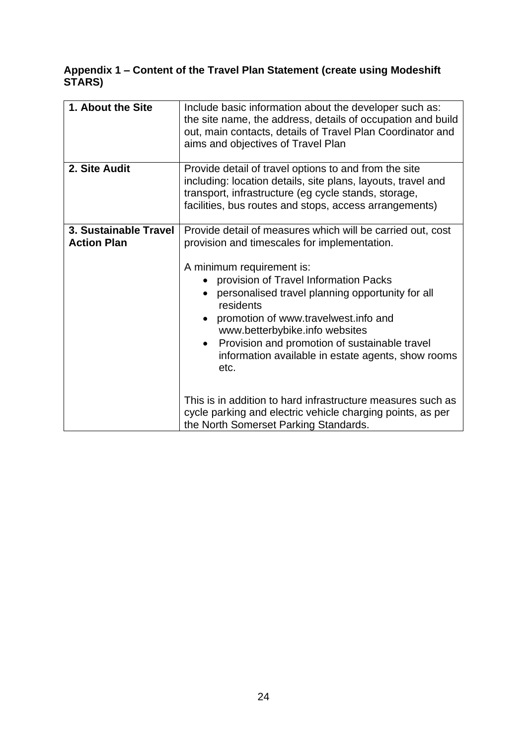### Appendix 1 – Content of the Travel Plan Statement (create using Modeshift STARS)

| | |
|---|---|
| **1. About the Site** | Include basic information about the developer such as: the site name, the address, details of occupation and build out, main contacts, details of Travel Plan Coordinator and aims and objectives of Travel Plan |
| **2. Site Audit** | Provide detail of travel options to and from the site including: location details, site plans, layouts, travel and transport, infrastructure (eg cycle stands, storage, facilities, bus routes and stops, access arrangements) |
| **3. Sustainable Travel Action Plan** | Provide detail of measures which will be carried out, cost provision and timescales for implementation.<br><br>A minimum requirement is:<br>• provision of Travel Information Packs<br>• personalised travel planning opportunity for all residents<br>• promotion of www.travelwest.info and www.betterbybike.info websites<br>• Provision and promotion of sustainable travel information available in estate agents, show rooms etc.<br><br>This is in addition to hard infrastructure measures such as cycle parking and electric vehicle charging points, as per the North Somerset Parking Standards. |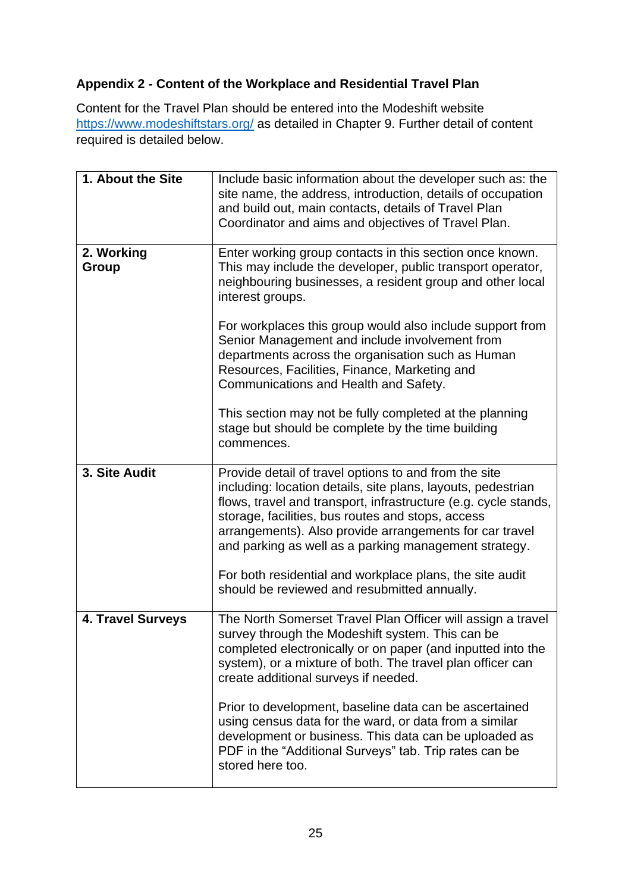### Appendix 2 - Content of the Workplace and Residential Travel Plan

Content for the Travel Plan should be entered into the Modeshift website https://www.modeshiftstars.org/ as detailed in Chapter 9. Further detail of content required is detailed below.

| | |
|---|---|
| **1. About the Site** | Include basic information about the developer such as: the site name, the address, introduction, details of occupation and build out, main contacts, details of Travel Plan Coordinator and aims and objectives of Travel Plan. |
| **2. Working Group** | Enter working group contacts in this section once known. This may include the developer, public transport operator, neighbouring businesses, a resident group and other local interest groups.<br><br>For workplaces this group would also include support from Senior Management and include involvement from departments across the organisation such as Human Resources, Facilities, Finance, Marketing and Communications and Health and Safety.<br><br>This section may not be fully completed at the planning stage but should be complete by the time building commences. |
| **3. Site Audit** | Provide detail of travel options to and from the site including: location details, site plans, layouts, pedestrian flows, travel and transport, infrastructure (e.g. cycle stands, storage, facilities, bus routes and stops, access arrangements). Also provide arrangements for car travel and parking as well as a parking management strategy.<br><br>For both residential and workplace plans, the site audit should be reviewed and resubmitted annually. |
| **4. Travel Surveys** | The North Somerset Travel Plan Officer will assign a travel survey through the Modeshift system. This can be completed electronically or on paper (and inputted into the system), or a mixture of both. The travel plan officer can create additional surveys if needed.<br><br>Prior to development, baseline data can be ascertained using census data for the ward, or data from a similar development or business. This data can be uploaded as PDF in the "Additional Surveys" tab. Trip rates can be stored here too. |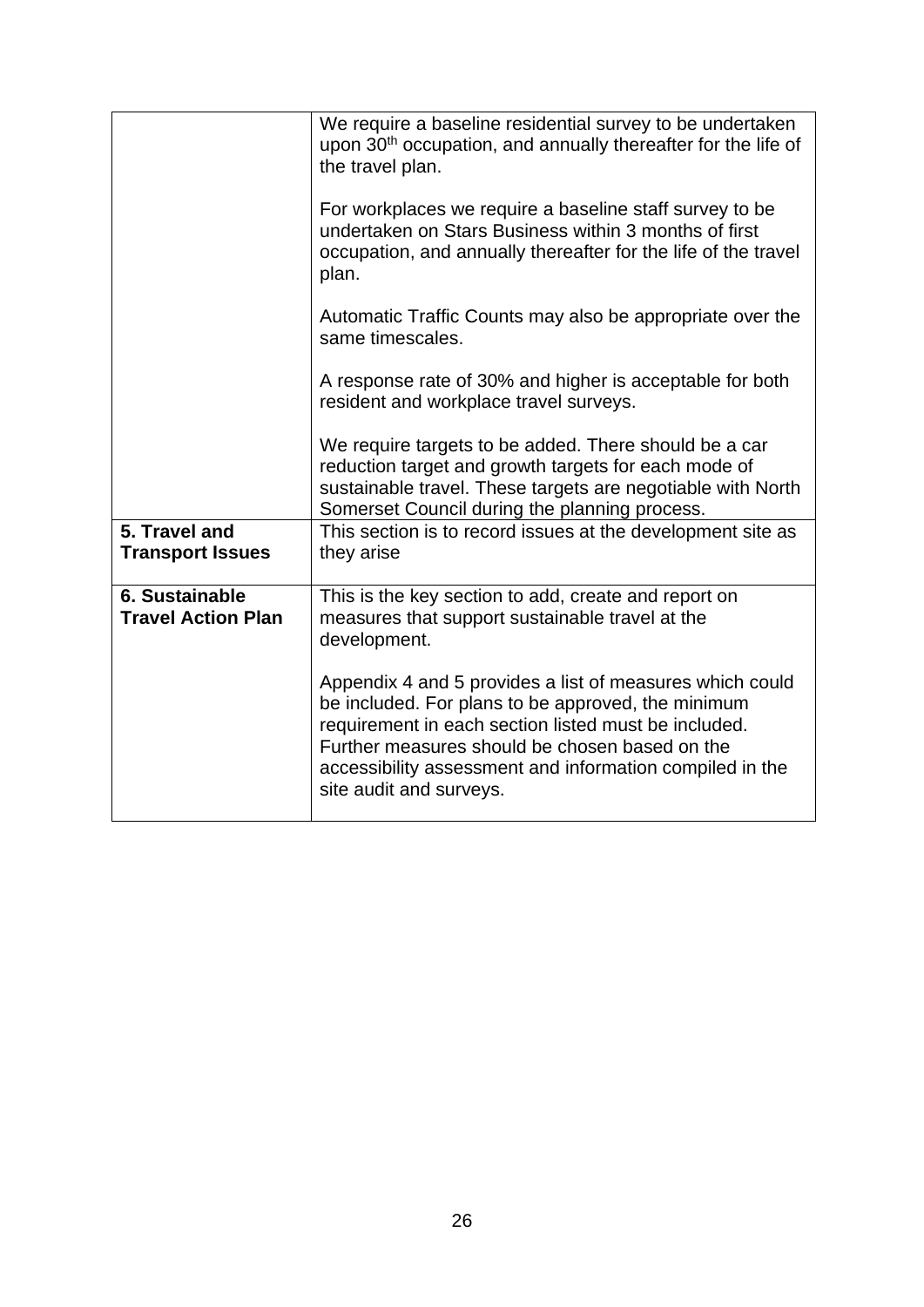| | |
|---|---|
| | We require a baseline residential survey to be undertaken upon 30th occupation, and annually thereafter for the life of the travel plan.<br><br>For workplaces we require a baseline staff survey to be undertaken on Stars Business within 3 months of first occupation, and annually thereafter for the life of the travel plan.<br><br>Automatic Traffic Counts may also be appropriate over the same timescales.<br><br>A response rate of 30% and higher is acceptable for both resident and workplace travel surveys.<br><br>We require targets to be added. There should be a car reduction target and growth targets for each mode of sustainable travel. These targets are negotiable with North Somerset Council during the planning process. |
| **5. Travel and Transport Issues** | This section is to record issues at the development site as they arise |
| **6. Sustainable Travel Action Plan** | This is the key section to add, create and report on measures that support sustainable travel at the development.<br><br>Appendix 4 and 5 provides a list of measures which could be included. For plans to be approved, the minimum requirement in each section listed must be included. Further measures should be chosen based on the accessibility assessment and information compiled in the site audit and surveys. |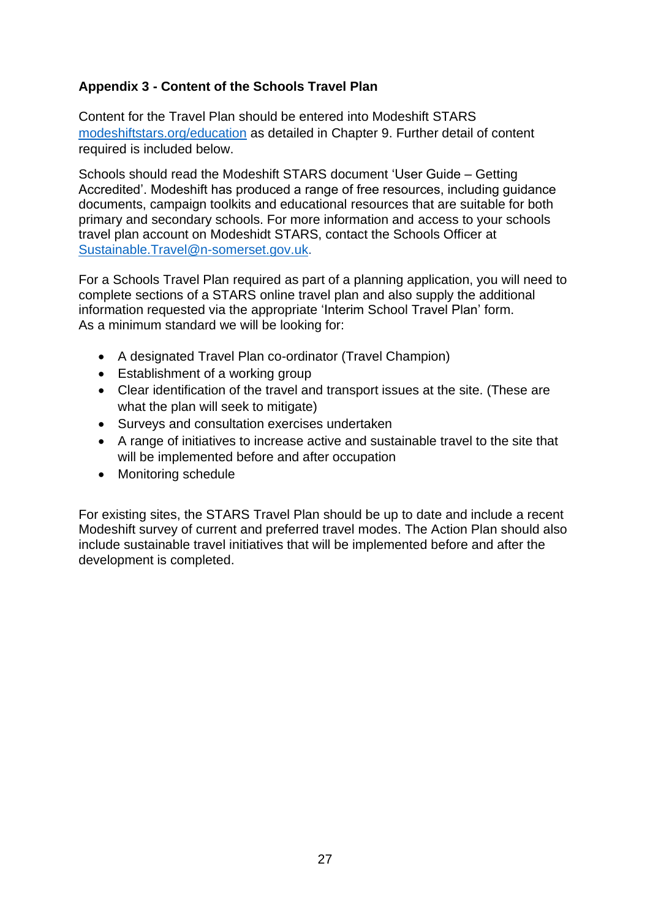**Appendix 3 - Content of the Schools Travel Plan**

Content for the Travel Plan should be entered into Modeshift STARS modeshiftstars.org/education as detailed in Chapter 9. Further detail of content required is included below.

Schools should read the Modeshift STARS document 'User Guide – Getting Accredited'. Modeshift has produced a range of free resources, including guidance documents, campaign toolkits and educational resources that are suitable for both primary and secondary schools. For more information and access to your schools travel plan account on Modeshidt STARS, contact the Schools Officer at Sustainable.Travel@n-somerset.gov.uk.

For a Schools Travel Plan required as part of a planning application, you will need to complete sections of a STARS online travel plan and also supply the additional information requested via the appropriate 'Interim School Travel Plan' form.
As a minimum standard we will be looking for:

- A designated Travel Plan co-ordinator (Travel Champion)
- Establishment of a working group
- Clear identification of the travel and transport issues at the site. (These are what the plan will seek to mitigate)
- Surveys and consultation exercises undertaken
- A range of initiatives to increase active and sustainable travel to the site that will be implemented before and after occupation
- Monitoring schedule

For existing sites, the STARS Travel Plan should be up to date and include a recent Modeshift survey of current and preferred travel modes. The Action Plan should also include sustainable travel initiatives that will be implemented before and after the development is completed.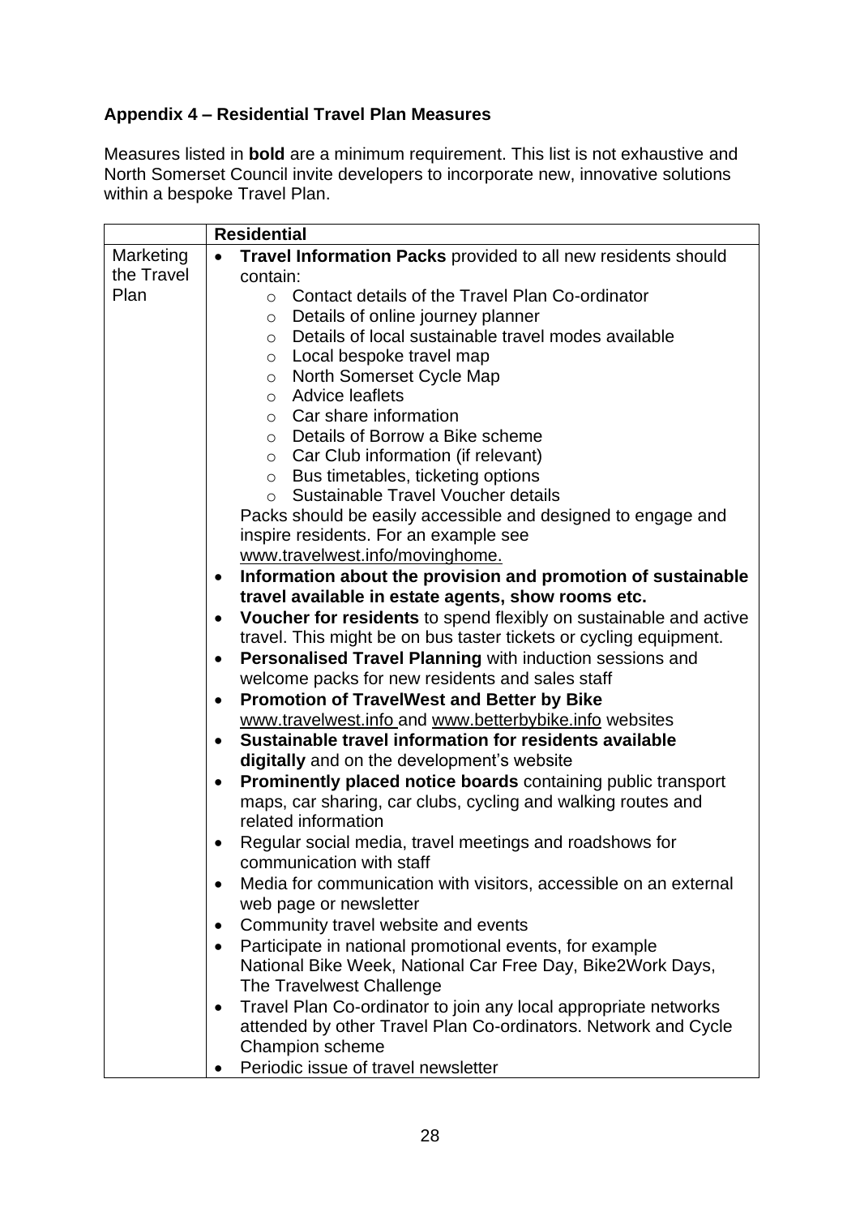**Appendix 4 – Residential Travel Plan Measures**

Measures listed in **bold** are a minimum requirement. This list is not exhaustive and North Somerset Council invite developers to incorporate new, innovative solutions within a bespoke Travel Plan.

| | **Residential** |
|---|---|
| Marketing the Travel Plan | • **Travel Information Packs** provided to all new residents should contain:<br>&nbsp;&nbsp;&nbsp;&nbsp;o Contact details of the Travel Plan Co-ordinator<br>&nbsp;&nbsp;&nbsp;&nbsp;o Details of online journey planner<br>&nbsp;&nbsp;&nbsp;&nbsp;o Details of local sustainable travel modes available<br>&nbsp;&nbsp;&nbsp;&nbsp;o Local bespoke travel map<br>&nbsp;&nbsp;&nbsp;&nbsp;o North Somerset Cycle Map<br>&nbsp;&nbsp;&nbsp;&nbsp;o Advice leaflets<br>&nbsp;&nbsp;&nbsp;&nbsp;o Car share information<br>&nbsp;&nbsp;&nbsp;&nbsp;o Details of Borrow a Bike scheme<br>&nbsp;&nbsp;&nbsp;&nbsp;o Car Club information (if relevant)<br>&nbsp;&nbsp;&nbsp;&nbsp;o Bus timetables, ticketing options<br>&nbsp;&nbsp;&nbsp;&nbsp;o Sustainable Travel Voucher details<br>Packs should be easily accessible and designed to engage and inspire residents. For an example see www.travelwest.info/movinghome.<br>• **Information about the provision and promotion of sustainable travel available in estate agents, show rooms etc.**<br>• **Voucher for residents** to spend flexibly on sustainable and active travel. This might be on bus taster tickets or cycling equipment.<br>• **Personalised Travel Planning** with induction sessions and welcome packs for new residents and sales staff<br>• **Promotion of TravelWest and Better by Bike** www.travelwest.info and www.betterbybike.info websites<br>• **Sustainable travel information for residents available digitally** and on the development's website<br>• **Prominently placed notice boards** containing public transport maps, car sharing, car clubs, cycling and walking routes and related information<br>• Regular social media, travel meetings and roadshows for communication with staff<br>• Media for communication with visitors, accessible on an external web page or newsletter<br>• Community travel website and events<br>• Participate in national promotional events, for example National Bike Week, National Car Free Day, Bike2Work Days, The Travelwest Challenge<br>• Travel Plan Co-ordinator to join any local appropriate networks attended by other Travel Plan Co-ordinators. Network and Cycle Champion scheme<br>• Periodic issue of travel newsletter |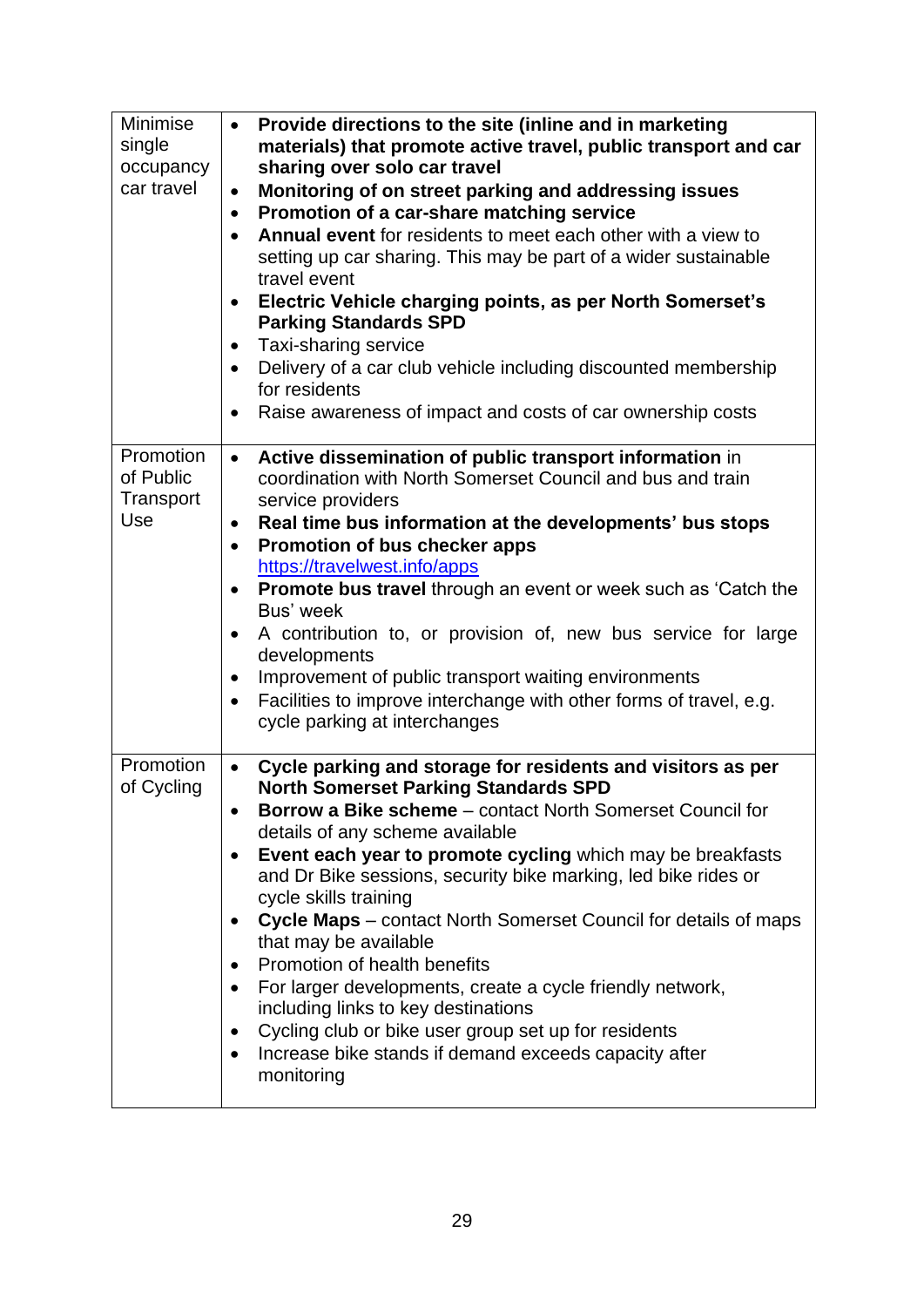| | |
|---|---|
| Minimise single occupancy car travel | • **Provide directions to the site (inline and in marketing materials) that promote active travel, public transport and car sharing over solo car travel**<br>• **Monitoring of on street parking and addressing issues**<br>• **Promotion of a car-share matching service**<br>• **Annual event** for residents to meet each other with a view to setting up car sharing. This may be part of a wider sustainable travel event<br>• **Electric Vehicle charging points, as per North Somerset's Parking Standards SPD**<br>• Taxi-sharing service<br>• Delivery of a car club vehicle including discounted membership for residents<br>• Raise awareness of impact and costs of car ownership costs |
| Promotion of Public Transport Use | • **Active dissemination of public transport information** in coordination with North Somerset Council and bus and train service providers<br>• **Real time bus information at the developments' bus stops**<br>• **Promotion of bus checker apps** https://travelwest.info/apps<br>• **Promote bus travel** through an event or week such as 'Catch the Bus' week<br>• A contribution to, or provision of, new bus service for large developments<br>• Improvement of public transport waiting environments<br>• Facilities to improve interchange with other forms of travel, e.g. cycle parking at interchanges |
| Promotion of Cycling | • **Cycle parking and storage for residents and visitors as per North Somerset Parking Standards SPD**<br>• **Borrow a Bike scheme** – contact North Somerset Council for details of any scheme available<br>• **Event each year to promote cycling** which may be breakfasts and Dr Bike sessions, security bike marking, led bike rides or cycle skills training<br>• **Cycle Maps** – contact North Somerset Council for details of maps that may be available<br>• Promotion of health benefits<br>• For larger developments, create a cycle friendly network, including links to key destinations<br>• Cycling club or bike user group set up for residents<br>• Increase bike stands if demand exceeds capacity after monitoring |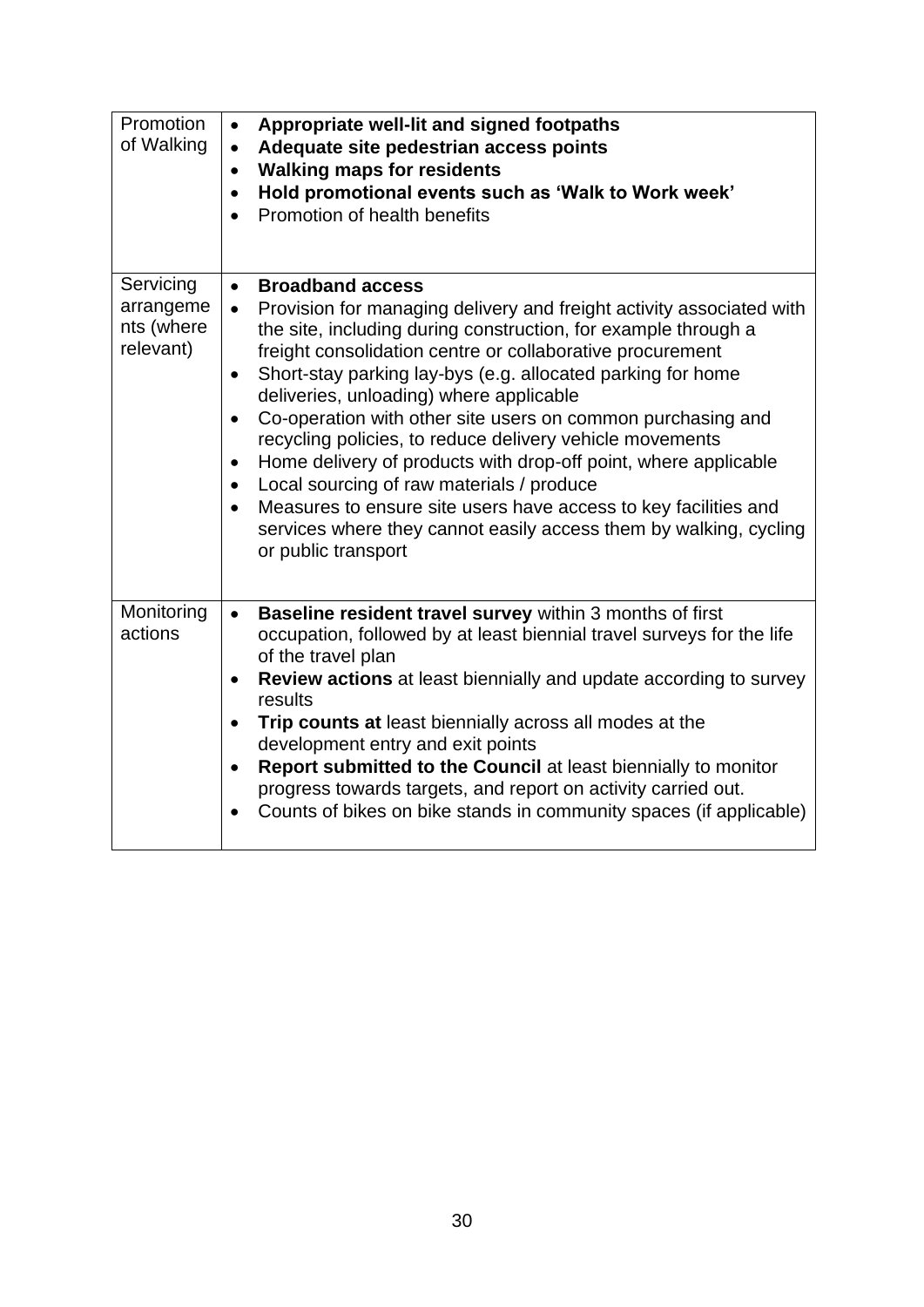| | |
|---|---|
| Promotion of Walking | • **Appropriate well-lit and signed footpaths**<br>• **Adequate site pedestrian access points**<br>• **Walking maps for residents**<br>• **Hold promotional events such as 'Walk to Work week'**<br>• Promotion of health benefits |
| Servicing arrangements (where relevant) | • **Broadband access**<br>• Provision for managing delivery and freight activity associated with the site, including during construction, for example through a freight consolidation centre or collaborative procurement<br>• Short-stay parking lay-bys (e.g. allocated parking for home deliveries, unloading) where applicable<br>• Co-operation with other site users on common purchasing and recycling policies, to reduce delivery vehicle movements<br>• Home delivery of products with drop-off point, where applicable<br>• Local sourcing of raw materials / produce<br>• Measures to ensure site users have access to key facilities and services where they cannot easily access them by walking, cycling or public transport |
| Monitoring actions | • **Baseline resident travel survey** within 3 months of first occupation, followed by at least biennial travel surveys for the life of the travel plan<br>• **Review actions** at least biennially and update according to survey results<br>• **Trip counts at** least biennially across all modes at the development entry and exit points<br>• **Report submitted to the Council** at least biennially to monitor progress towards targets, and report on activity carried out.<br>• Counts of bikes on bike stands in community spaces (if applicable) |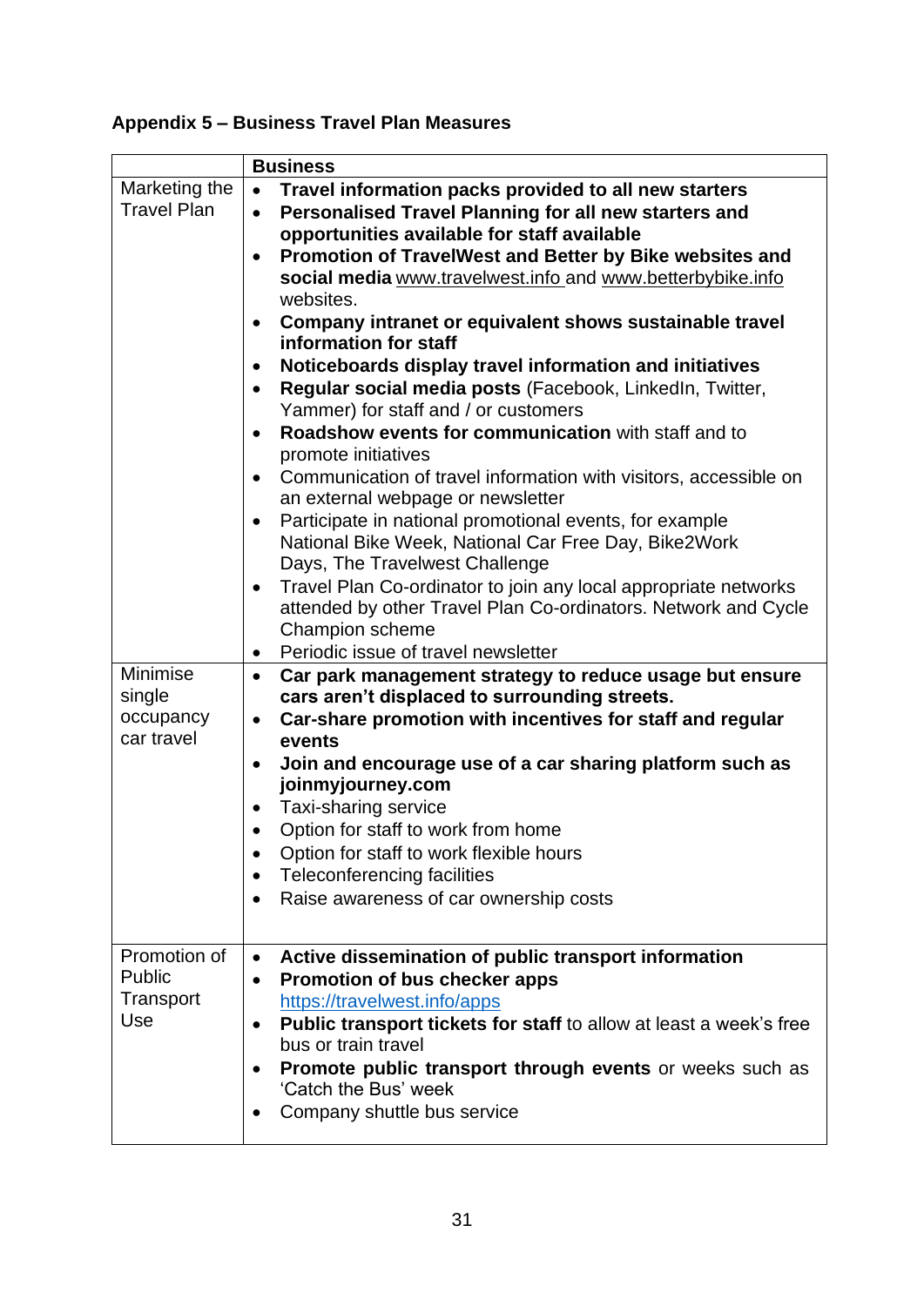**Appendix 5 – Business Travel Plan Measures**

| | Business |
|---|---|
| Marketing the Travel Plan | • **Travel information packs provided to all new starters**<br>• **Personalised Travel Planning for all new starters and opportunities available for staff available**<br>• **Promotion of TravelWest and Better by Bike websites and social media** www.travelwest.info and www.betterbybike.info websites.<br>• **Company intranet or equivalent shows sustainable travel information for staff**<br>• **Noticeboards display travel information and initiatives**<br>• **Regular social media posts** (Facebook, LinkedIn, Twitter, Yammer) for staff and / or customers<br>• **Roadshow events for communication** with staff and to promote initiatives<br>• Communication of travel information with visitors, accessible on an external webpage or newsletter<br>• Participate in national promotional events, for example National Bike Week, National Car Free Day, Bike2Work Days, The Travelwest Challenge<br>• Travel Plan Co-ordinator to join any local appropriate networks attended by other Travel Plan Co-ordinators. Network and Cycle Champion scheme<br>• Periodic issue of travel newsletter |
| Minimise single occupancy car travel | • **Car park management strategy to reduce usage but ensure cars aren't displaced to surrounding streets.**<br>• **Car-share promotion with incentives for staff and regular events**<br>• **Join and encourage use of a car sharing platform such as joinmyjourney.com**<br>• Taxi-sharing service<br>• Option for staff to work from home<br>• Option for staff to work flexible hours<br>• Teleconferencing facilities<br>• Raise awareness of car ownership costs |
| Promotion of Public Transport Use | • **Active dissemination of public transport information**<br>• **Promotion of bus checker apps** https://travelwest.info/apps<br>• **Public transport tickets for staff** to allow at least a week's free bus or train travel<br>• **Promote public transport through events** or weeks such as 'Catch the Bus' week<br>• Company shuttle bus service |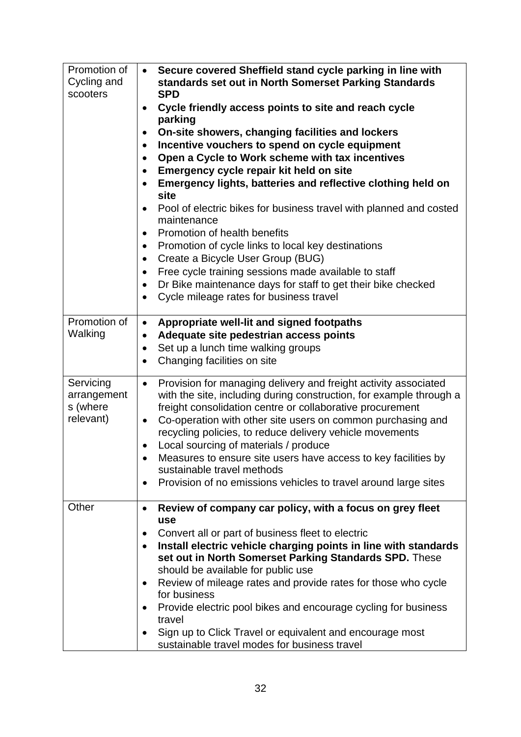| | |
|---|---|
| Promotion of Cycling and scooters | • **Secure covered Sheffield stand cycle parking in line with standards set out in North Somerset Parking Standards SPD**<br>• **Cycle friendly access points to site and reach cycle parking**<br>• **On-site showers, changing facilities and lockers**<br>• **Incentive vouchers to spend on cycle equipment**<br>• **Open a Cycle to Work scheme with tax incentives**<br>• **Emergency cycle repair kit held on site**<br>• **Emergency lights, batteries and reflective clothing held on site**<br>• Pool of electric bikes for business travel with planned and costed maintenance<br>• Promotion of health benefits<br>• Promotion of cycle links to local key destinations<br>• Create a Bicycle User Group (BUG)<br>• Free cycle training sessions made available to staff<br>• Dr Bike maintenance days for staff to get their bike checked<br>• Cycle mileage rates for business travel |
| Promotion of Walking | • **Appropriate well-lit and signed footpaths**<br>• **Adequate site pedestrian access points**<br>• Set up a lunch time walking groups<br>• Changing facilities on site |
| Servicing arrangements (where relevant) | • Provision for managing delivery and freight activity associated with the site, including during construction, for example through a freight consolidation centre or collaborative procurement<br>• Co-operation with other site users on common purchasing and recycling policies, to reduce delivery vehicle movements<br>• Local sourcing of materials / produce<br>• Measures to ensure site users have access to key facilities by sustainable travel methods<br>• Provision of no emissions vehicles to travel around large sites |
| Other | • **Review of company car policy, with a focus on grey fleet use**<br>• Convert all or part of business fleet to electric<br>• **Install electric vehicle charging points in line with standards set out in North Somerset Parking Standards SPD.** These should be available for public use<br>• Review of mileage rates and provide rates for those who cycle for business<br>• Provide electric pool bikes and encourage cycling for business travel<br>• Sign up to Click Travel or equivalent and encourage most sustainable travel modes for business travel |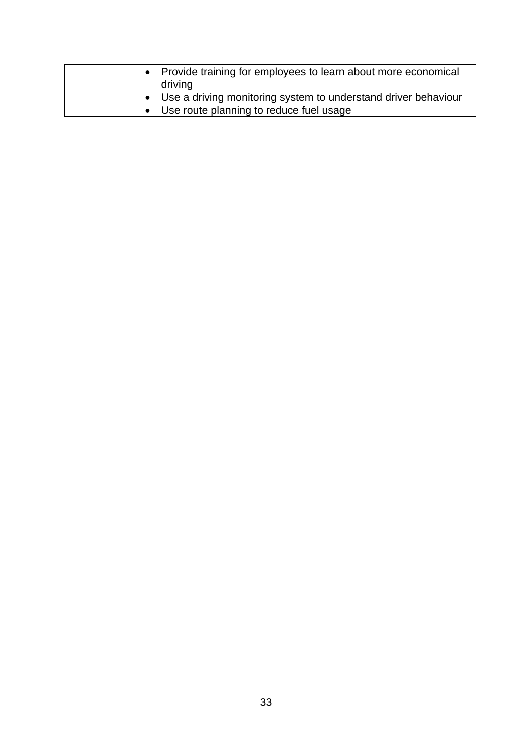| | |
|---|---|
| | • Provide training for employees to learn about more economical driving<br>• Use a driving monitoring system to understand driver behaviour<br>• Use route planning to reduce fuel usage |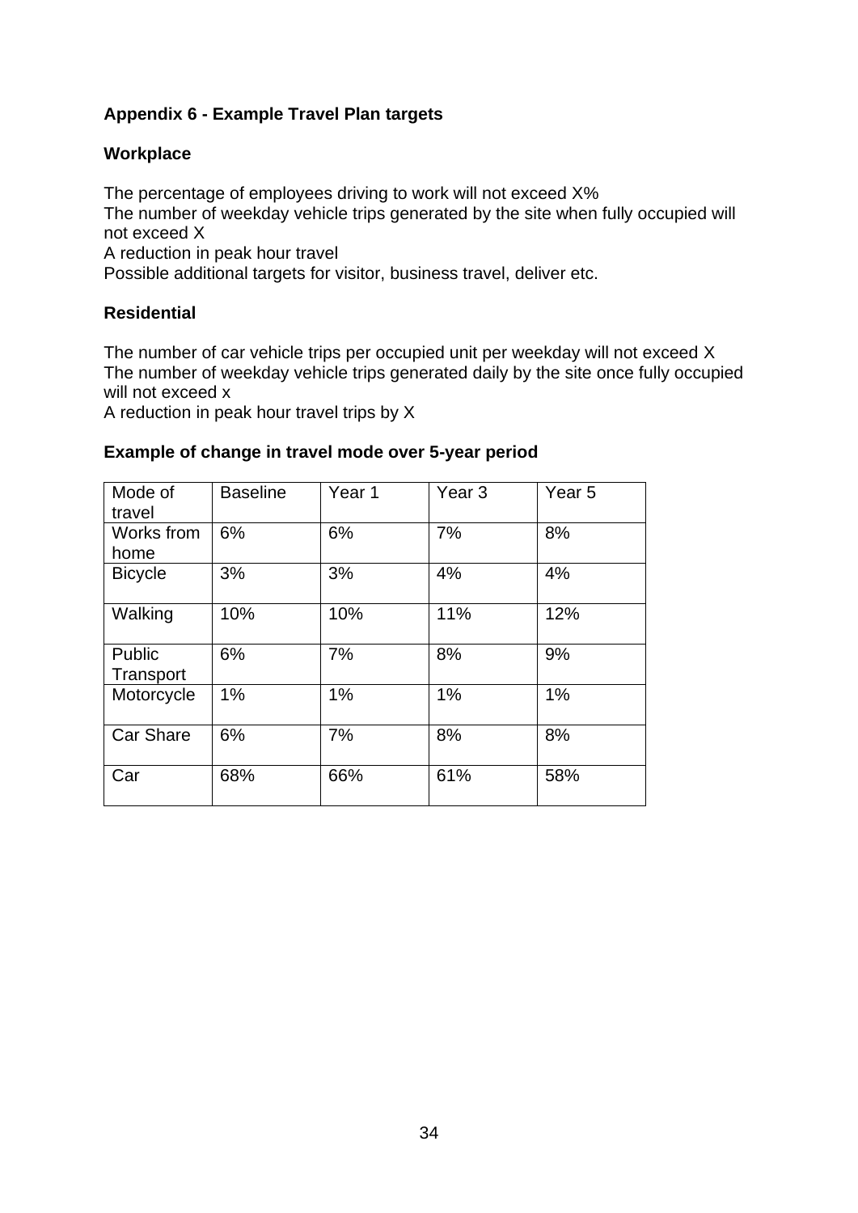## Appendix 6 - Example Travel Plan targets

### Workplace

The percentage of employees driving to work will not exceed X%
The number of weekday vehicle trips generated by the site when fully occupied will not exceed X
A reduction in peak hour travel
Possible additional targets for visitor, business travel, deliver etc.

### Residential

The number of car vehicle trips per occupied unit per weekday will not exceed X
The number of weekday vehicle trips generated daily by the site once fully occupied will not exceed x
A reduction in peak hour travel trips by X

### Example of change in travel mode over 5-year period

| Mode of travel | Baseline | Year 1 | Year 3 | Year 5 |
|---|---|---|---|---|
| Works from home | 6% | 6% | 7% | 8% |
| Bicycle | 3% | 3% | 4% | 4% |
| Walking | 10% | 10% | 11% | 12% |
| Public Transport | 6% | 7% | 8% | 9% |
| Motorcycle | 1% | 1% | 1% | 1% |
| Car Share | 6% | 7% | 8% | 8% |
| Car | 68% | 66% | 61% | 58% |